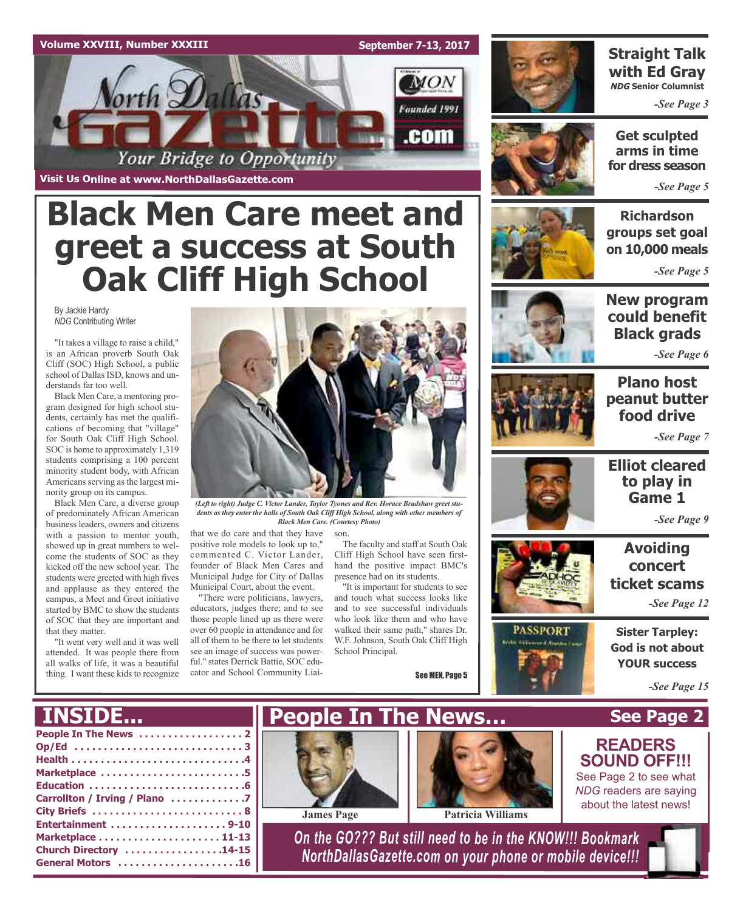Volume XXVIII, Number XXXIII — September 7-13, 2017

# North Dallas Gazette

Founded 1991

Your Bridge to Opportunity

Visit Us Online at www.NorthDallasGazette.com

# Black Men Care meet and greet a success at South Oak Cliff High School

By Jackie Hardy
*NDG* Contributing Writer

"It takes a village to raise a child," is an African proverb South Oak Cliff (SOC) High School, a public school of Dallas ISD, knows and understands far too well.

Black Men Care, a mentoring program designed for high school students, certainly has met the qualifications of becoming that "village" for South Oak Cliff High School. SOC is home to approximately 1,319 students comprising a 100 percent minority student body, with African Americans serving as the largest minority group on its campus.

Black Men Care, a diverse group of predominately African American business leaders, owners and citizens with a passion to mentor youth, showed up in great numbers to welcome the students of SOC as they kicked off the new school year. The students were greeted with high fives and applause as they entered the campus, a Meet and Greet initiative started by BMC to show the students of SOC that they are important and that they matter.

"It went very well and it was well attended. It was people there from all walks of life, it was a beautiful thing. I want these kids to recognize that we do care and that they have positive role models to look up to," commented C. Victor Lander, founder of Black Men Cares and Municipal Judge for City of Dallas Municipal Court, about the event.

*(Left to right) Judge C. Victor Lander, Taylor Tyones and Rev. Horace Bradshaw greet students as they enter the halls of South Oak Cliff High School, along with other members of Black Men Care. (Courtesy Photo)*

"There were politicians, lawyers, educators, judges there; and to see those people lined up as there were over 60 people in attendance and for all of them to be there to let students see an image of success was powerful." states Derrick Battie, SOC educator and School Community Liaison.

The faculty and staff at South Oak Cliff High School have seen first-hand the positive impact BMC's presence had on its students.

"It is important for students to see and touch what success looks like and to see successful individuals who look like them and who have walked their same path," shares Dr. W.F. Johnson, South Oak Cliff High School Principal.

See MEN, Page 5

---

**Straight Talk with Ed Gray** — *NDG* Senior Columnist — *-See Page 3*

**Get sculpted arms in time for dress season** — *-See Page 5*

**Richardson groups set goal on 10,000 meals** — *-See Page 5*

**New program could benefit Black grads** — *-See Page 6*

**Plano host peanut butter food drive** — *-See Page 7*

**Elliot cleared to play in Game 1** — *-See Page 9*

**Avoiding concert ticket scams** — *-See Page 12*

**Sister Tarpley: God is not about YOUR success** — *-See Page 15*

---

## INSIDE...

- People In The News . . . . . 2
- Op/Ed . . . . . 3
- Health . . . . . 4
- Marketplace . . . . . 5
- Education . . . . . 6
- Carrollton / Irving / Plano . . . . . 7
- City Briefs . . . . . 8
- Entertainment . . . . . 9-10
- Marketplace . . . . . 11-13
- Church Directory . . . . . 14-15
- General Motors . . . . . 16

## People In The News... See Page 2

James Page

Patricia Williams

**READERS SOUND OFF!!!**

See Page 2 to see what *NDG* readers are saying about the latest news!

*On the GO??? But still need to be in the KNOW!!! Bookmark NorthDallasGazette.com on your phone or mobile device!!!*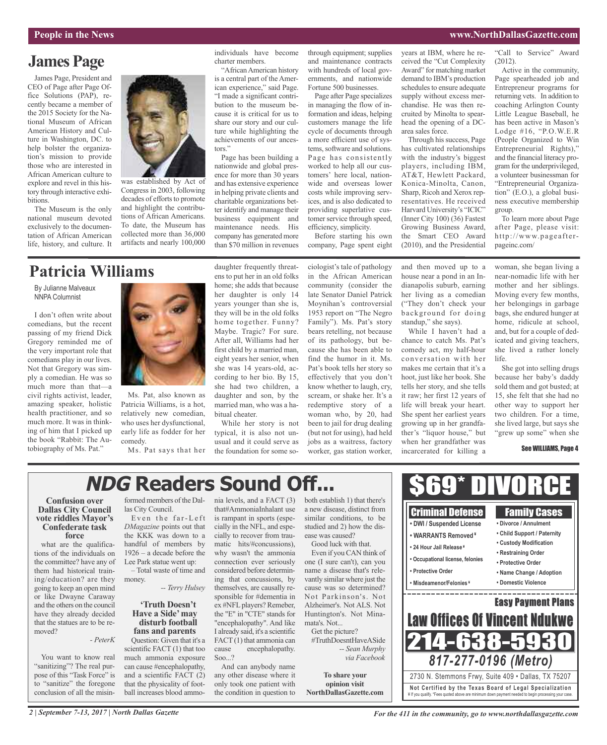# James Page

James Page, President and CEO of Page after Page Office Solutions (PAP), recently became a member of the 2015 Society for the National Museum of African American History and Culture in Washington, DC. to help bolster the organization's mission to provide those who are interested in African American culture to explore and revel in this history through interactive exhibitions.

The Museum is the only national museum devoted exclusively to the documentation of African American life, history, and culture. It was established by Act of Congress in 2003, following decades of efforts to promote and highlight the contributions of African Americans. To date, the Museum has collected more than 36,000 artifacts and nearly 100,000 individuals have become charter members.

"African American history is a central part of the American experience," said Page. "I made a significant contribution to the museum because it is critical for us to share our story and our culture while highlighting the achievements of our ancestors."

Page has been building a nationwide and global presence for more than 30 years and has extensive experience in helping private clients and charitable organizations better identify and manage their business equipment and maintenance needs. His company has generated more than $70 million in revenues through equipment; supplies and maintenance contracts with hundreds of local governments, and nationwide Fortune 500 businesses.

Page after Page specializes in managing the flow of information and ideas, helping customers manage the life cycle of documents through a more efficient use of systems, software and solutions. Page has consistently worked to help all our customers' here local, nationwide and overseas lower costs while improving services, and is also dedicated to providing superlative customer service through speed, efficiency, simplicity.

Before starting his own company, Page spent eight years at IBM, where he received the "Cut Complexity Award" for matching market demand to IBM's production schedules to ensure adequate supply without excess merchandise. He was then recruited by Minolta to spearhead the opening of a DC-area sales force.

Through his success, Page has cultivated relationships with the industry's biggest players, including IBM, AT&T, Hewlett Packard, Konica-Minolta, Canon, Sharp, Ricoh and Xerox representatives. He received Harvard University's "ICIC" (Inner City 100) (36) Fastest Growing Business Award, the Smart CEO Award (2010), and the Presidential "Call to Service" Award (2012).

Active in the community, Page spearheaded job and Entrepreneur programs for returning vets. In addition to coaching Arlington County Little League Baseball, he has been active in Mason's Lodge #16, "P.O.W.E.R (People Organized to Win Entrepreneurial Rights)," and the financial literacy program for the underprivileged, a volunteer businessman for "Entrepreneurial Organization" (E.O.), a global business executive membership group.

To learn more about Page after Page, please visit: http://www.pageafterpageinc.com/

# Patricia Williams

By Julianne Malveaux
NNPA Columnist

I don't often write about comedians, but the recent passing of my friend Dick Gregory reminded me of the very important role that comedians play in our lives. Not that Gregory was simply a comedian. He was so much more than that—a civil rights activist, leader, amazing speaker, holistic health practitioner, and so much more. It was in thinking of him that I picked up the book "Rabbit: The Autobiography of Ms. Pat."

Ms. Pat, also known as Patricia Williams, is a hot, relatively new comedian, who uses her dysfunctional, early life as fodder for her comedy.

Ms. Pat says that her daughter frequently threatens to put her in an old folks home; she adds that because her daughter is only 14 years younger than she is, they will be in the old folks home together. Funny? Maybe. Tragic? For sure. After all, Williams had her first child by a married man, eight years her senior, when she was 14 years-old, according to her bio. By 15, she had two children, a daughter and son, by the married man, who was a habitual cheater.

While her story is not typical, it is also not unusual and it could serve as the foundation for some sociologist's tale of pathology in the African American community (consider the late Senator Daniel Patrick Moynihan's controversial 1953 report on "The Negro Family"). Ms. Pat's story bears retelling, not because of its pathology, but because she has been able to find the humor in it. Ms. Pat's book tells her story so effectively that you don't know whether to laugh, cry, scream, or shake her. It's a redemptive story of a woman who, by 20, had been to jail for drug dealing (but not for using), had held jobs as a waitress, factory worker, gas station worker, and then moved up to a house near a pond in an Indianapolis suburb, earning her living as a comedian ("They don't check your background for doing standup," she says).

While I haven't had a chance to catch Ms. Pat's comedy act, my half-hour conversation with her makes me certain that it's a hoot, just like her book. She tells her story, and she tells it raw; her first 12 years of life will break your heart. She spent her earliest years growing up in her grandfather's "liquor house," but when her grandfather was incarcerated for killing a woman, she began living a near-nomadic life with her mother and her siblings. Moving every few months, her belongings in garbage bags, she endured hunger at home, ridicule at school, and, but for a couple of dedicated and giving teachers, she lived a rather lonely life.

She got into selling drugs because her baby's daddy sold them and got busted; at 15, she felt that she had no other way to support her two children. For a time, she lived large, but says she "grew up some" when she

**See WILLIAMS, Page 4**

# *NDG* Readers Sound Off...

### Confusion over Dallas City Council vote riddles Mayor's Confederate task force

what are the qualifications of the individuals on the committee? have any of them had historical training/education? are they going to keep an open mind or like Dwayne Caraway and the others on the council have they already decided that the statues are to be removed?

*- PeterK*

You want to know real "sanitizing"? The real purpose of this "Task Force" is to "sanitize" the foregone conclusion of all the misinformed members of the Dallas City Council.

Even the far-Left *DMagazine* points out that the KKK was down to a handful of members by 1926 – a decade before the Lee Park statue went up:

– Total waste of time and money.

*-- Terry Hulsey*

### 'Truth Doesn't Have a Side' may disturb football fans and parents

Question: Given that it's a scientific FACT (1) that too much ammonia exposure can cause #encephalopathy, and a scientific FACT (2) that the physicality of football increases blood ammonia levels, and a FACT (3) that#AmmoniaInhalant use is rampant in sports (especially in the NFL, and especially to recover from traumatic hits/#concussions), why wasn't the ammonia connection ever seriously considered before determining that concussions, by themselves, are causally responsible for #dementia in ex #NFL players? Remeber, the "E" in "CTE" stands for "encephalopathy". And like I already said, it's a scientific FACT (1) that ammonia can cause encephalopathy. Soo...?

And can anybody name any other disease where it only took one patient with the condition in question to both establish 1) that there's a new disease, distinct from similar conditions, to be studied and 2) how the disease was caused?

Good luck with that.

Even if you CAN think of one (I sure can't), can you name a disease that's relevantly similar where just the cause was so determined? Not Parkinson's. Not Alzheimer's. Not ALS. Not Huntington's. Not Minamata's. Not...

Get the picture?
#TruthDoesntHaveASide

*-- Sean Murphy via Facebook*

**To share your opinion visit NorthDallasGazette.com**

# $69* DIVORCE

**Criminal Defense**
- DWI / Suspended License
- WARRANTS Removed¥
- 24 Hour Jail Release¥
- Occupational license, felonies
- Protective Order
- Misdeamenor/Felonies¥

**Family Cases**
- Divorce / Annulment
- Child Support / Paternity
- Custody Modification
- Restraining Order
- Protective Order
- Name Change / Adoption
- Domestic Violence

**Easy Payment Plans**

**Law Offices Of Vincent Ndukwe**

**214-638-5930**

***817-277-0196 (Metro)***

2730 N. Stemmons Frwy, Suite 409 • Dallas, TX 75207

**Not Certified by the Texas Board of Legal Specialization**
¥ If you qualify. *Fees quoted above are minimum down payment needed to begin processing your case.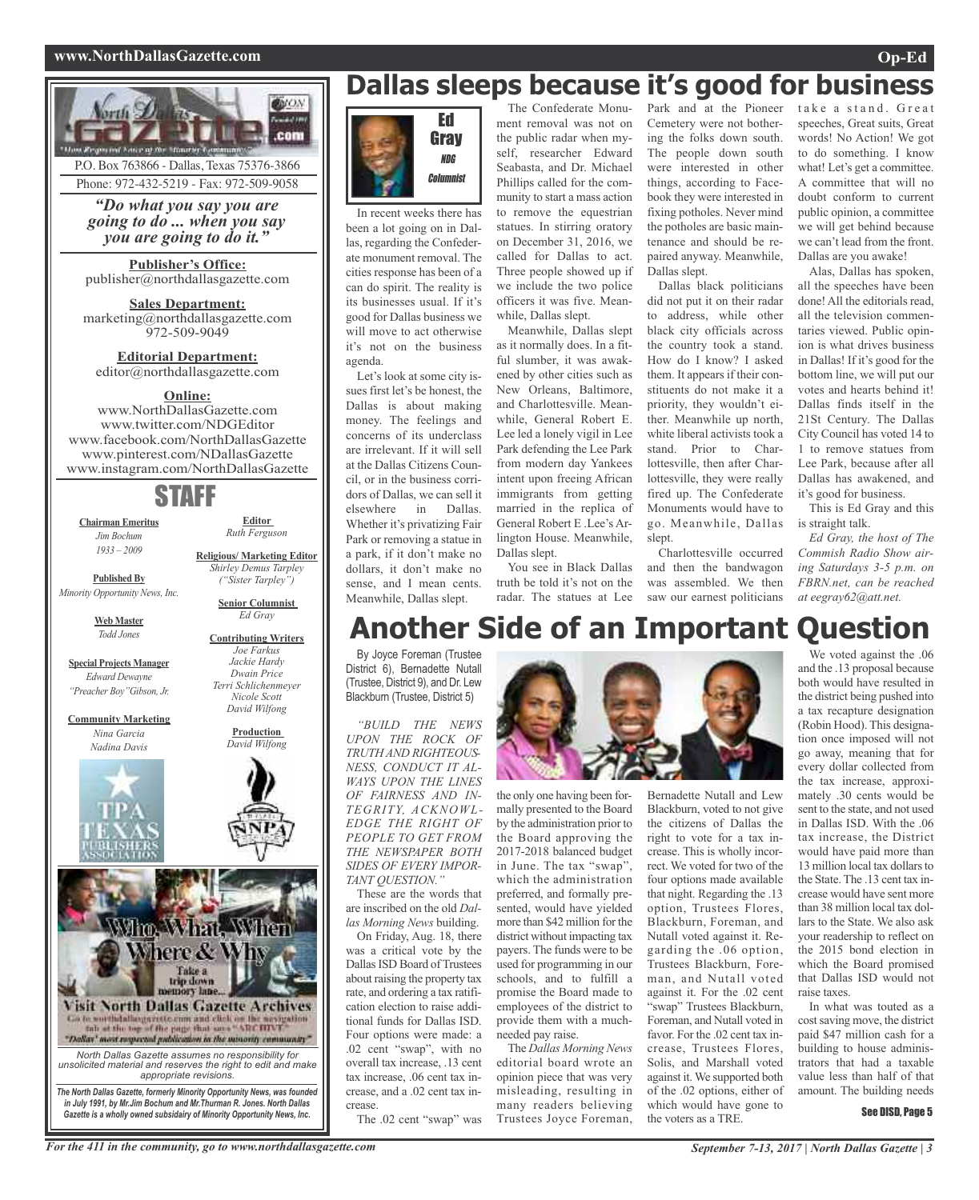North Dallas Gazette .com

"More Regional Voice of the Minority Community"

P.O. Box 763866 - Dallas, Texas 75376-3866

Phone: 972-432-5219 - Fax: 972-509-9058

*"Do what you say you are going to do ... when you say you are going to do it."*

**Publisher's Office:**
publisher@northdallasgazette.com

**Sales Department:**
marketing@northdallasgazette.com
972-509-9049

**Editorial Department:**
editor@northdallasgazette.com

**Online:**
www.NorthDallasGazette.com
www.twitter.com/NDGEditor
www.facebook.com/NorthDallasGazette
www.pinterest.com/NDallasGazette
www.instagram.com/NorthDallasGazette

## STAFF

**Chairman Emeritus**
*Jim Bochum*
*1933 – 2009*

**Published By**
*Minority Opportunity News, Inc.*

**Web Master**
*Todd Jones*

**Special Projects Manager**
*Edward Dewayne "Preacher Boy" Gibson, Jr.*

**Community Marketing**
*Nina Garcia*
*Nadina Davis*

**Editor**
*Ruth Ferguson*

**Religious/ Marketing Editor**
*Shirley Demus Tarpley ("Sister Tarpley")*

**Senior Columnist**
*Ed Gray*

**Contributing Writers**
*Joe Farkus*
*Jackie Hardy*
*Dwain Price*
*Terri Schlichenmeyer*
*Nicole Scott*
*David Wilfong*

**Production**
*David Wilfong*

Who, What, When Where & Why
Take a trip down memory lane...
Visit North Dallas Gazette Archives
Go to northdallasgazette.com and click on the navigation tab at the top of the page that says "ARCHIVE"
"Dallas' most respected publication in the minority community"

*North Dallas Gazette assumes no responsibility for unsolicited material and reserves the right to edit and make appropriate revisions.*

***The North Dallas Gazette, formerly Minority Opportunity News, was founded in July 1991, by Mr.Jim Bochum and Mr.Thurman R. Jones. North Dallas Gazette is a wholly owned subsidairy of Minority Opportunity News, Inc.***

# Dallas sleeps because it's good for business

Ed Gray
*NDG Columnist*

In recent weeks there has been a lot going on in Dallas, regarding the Confederate monument removal. The cities response has been of a can do spirit. The reality is its businesses usual. If it's good for Dallas business we will move to act otherwise it's not on the business agenda.

Let's look at some city issues first let's be honest, the Dallas is about making money. The feelings and concerns of its underclass are irrelevant. If it will sell at the Dallas Citizens Council, or in the business corridors of Dallas, we can sell it elsewhere in Dallas. Whether it's privatizing Fair Park or removing a statue in a park, if it don't make no dollars, it don't make no sense, and I mean cents. Meanwhile, Dallas slept.

The Confederate Monument removal was not on the public radar when myself, researcher Edward Seabasta, and Dr. Michael Phillips called for the community to start a mass action to remove the equestrian statues. In stirring oratory on December 31, 2016, we called for Dallas to act. Three people showed up if we include the two police officers it was five. Meanwhile, Dallas slept.

Meanwhile, Dallas slept as it normally does. In a fitful slumber, it was awakened by other cities such as New Orleans, Baltimore, and Charlottesville. Meanwhile, General Robert E. Lee led a lonely vigil in Lee Park defending the Lee Park from modern day Yankees intent upon freeing African immigrants from getting married in the replica of General Robert E .Lee's Arlington House. Meanwhile, Dallas slept.

You see in Black Dallas truth be told it's not on the radar. The statues at Lee Park and at the Pioneer Cemetery were not bothering the folks down south. The people down south were interested in other things, according to Facebook they were interested in fixing potholes. Never mind the potholes are basic maintenance and should be repaired anyway. Meanwhile, Dallas slept.

Dallas black politicians did not put it on their radar to address, while other black city officials across the country took a stand. How do I know? I asked them. It appears if their constituents do not make it a priority, they wouldn't either. Meanwhile up north, white liberal activists took a stand. Prior to Charlottesville, then after Charlottesville, they were really fired up. The Confederate Monuments would have to go. Meanwhile, Dallas slept.

Charlottesville occurred and then the bandwagon was assembled. We then saw our earnest politicians take a stand. Great speeches, Great suits, Great words! No Action! We got to do something. I know what! Let's get a committee. A committee that will no doubt conform to current public opinion, a committee we will get behind because we can't lead from the front. Dallas are you awake!

Alas, Dallas has spoken, all the speeches have been done! All the editorials read, all the television commentaries viewed. Public opinion is what drives business in Dallas! If it's good for the bottom line, we will put our votes and hearts behind it! Dallas finds itself in the 21St Century. The Dallas City Council has voted 14 to 1 to remove statues from Lee Park, because after all Dallas has awakened, and it's good for business.

This is Ed Gray and this is straight talk.

*Ed Gray, the host of The Commish Radio Show airing Saturdays 3-5 p.m. on FBRN.net, can be reached at eegray62@att.net.*

# Another Side of an Important Question

By Joyce Foreman (Trustee District 6), Bernadette Nutall (Trustee, District 9), and Dr. Lew Blackburn (Trustee, District 5)

*"BUILD THE NEWS UPON THE ROCK OF TRUTH AND RIGHTEOUSNESS, CONDUCT IT ALWAYS UPON THE LINES OF FAIRNESS AND INTEGRITY, ACKNOWLEDGE THE RIGHT OF PEOPLE TO GET FROM THE NEWSPAPER BOTH SIDES OF EVERY IMPORTANT QUESTION."*

These are the words that are inscribed on the old *Dallas Morning News* building.

On Friday, Aug. 18, there was a critical vote by the Dallas ISD Board of Trustees about raising the property tax rate, and ordering a tax ratification election to raise additional funds for Dallas ISD. Four options were made: a .02 cent "swap", with no overall tax increase, .13 cent tax increase, .06 cent tax increase, and a .02 cent tax increase.

The .02 cent "swap" was the only one having been formally presented to the Board by the administration prior to the Board approving the 2017-2018 balanced budget in June. The tax "swap", which the administration preferred, and formally presented, would have yielded more than $42 million for the district without impacting tax payers. The funds were to be used for programming in our schools, and to fulfill a promise the Board made to employees of the district to provide them with a much-needed pay raise.

The *Dallas Morning News* editorial board wrote an opinion piece that was very misleading, resulting in many readers believing Trustees Joyce Foreman, Bernadette Nutall and Lew Blackburn, voted to not give the citizens of Dallas the right to vote for a tax increase. This is wholly incorrect. We voted for two of the four options made available that night. Regarding the .13 option, Trustees Flores, Blackburn, Foreman, and Nutall voted against it. Regarding the .06 option, Trustees Blackburn, Foreman, and Nutall voted against it. For the .02 cent "swap" Trustees Blackburn, Foreman, and Nutall voted in favor. For the .02 cent tax increase, Trustees Flores, Solis, and Marshall voted against it. We supported both of the .02 options, either of which would have gone to the voters as a TRE.

We voted against the .06 and the .13 proposal because both would have resulted in the district being pushed into a tax recapture designation (Robin Hood). This designation once imposed will not go away, meaning that for every dollar collected from the tax increase, approximately .30 cents would be sent to the state, and not used in Dallas ISD. With the .06 tax increase, the District would have paid more than 13 million local tax dollars to the State. The .13 cent tax increase would have sent more than 38 million local tax dollars to the State. We also ask your readership to reflect on the 2015 bond election in which the Board promised that Dallas ISD would not raise taxes.

In what was touted as a cost saving move, the district paid $47 million cash for a building to house administrators that had a taxable value less than half of that amount. The building needs

See DISD, Page 5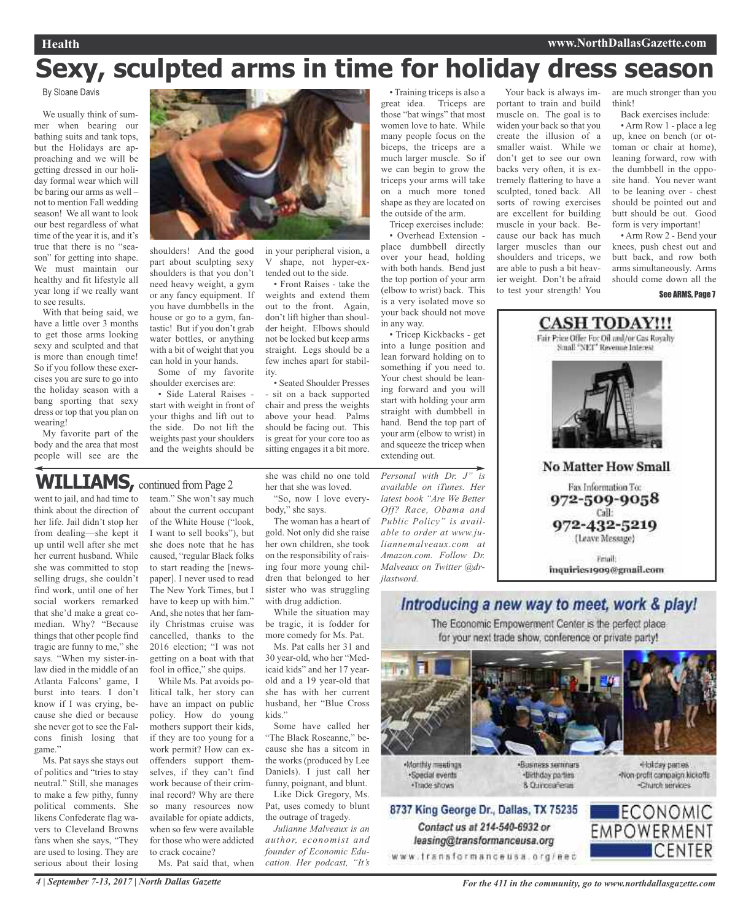# Sexy, sculpted arms in time for holiday dress season

By Sloane Davis

We usually think of summer when bearing our bathing suits and tank tops, but the Holidays are approaching and we will be getting dressed in our holiday formal wear which will be baring our arms as well – not to mention Fall wedding season! We all want to look our best regardless of what time of the year it is, and it's true that there is no "season" for getting into shape. We must maintain our healthy and fit lifestyle all year long if we really want to see results.

With that being said, we have a little over 3 months to get those arms looking sexy and sculpted and that is more than enough time! So if you follow these exercises you are sure to go into the holiday season with a bang sporting that sexy dress or top that you plan on wearing!

My favorite part of the body and the area that most people will see are the shoulders! And the good part about sculpting sexy shoulders is that you don't need heavy weight, a gym or any fancy equipment. If you have dumbbells in the house or go to a gym, fantastic! But if you don't grab water bottles, or anything with a bit of weight that you can hold in your hands.

Some of my favorite shoulder exercises are:

• Side Lateral Raises - start with weight in front of your thighs and lift out to the side. Do not lift the weights past your shoulders and the weights should be in your peripheral vision, a V shape, not hyper-extended out to the side.

• Front Raises - take the weights and extend them out to the front. Again, don't lift higher than shoulder height. Elbows should not be locked but keep arms straight. Legs should be a few inches apart for stability.

• Seated Shoulder Presses - sit on a back supported chair and press the weights above your head. Palms should be facing out. This is great for your core too as sitting engages it a bit more.

• Training triceps is also a great idea. Triceps are those "bat wings" that most women love to hate. While many people focus on the biceps, the triceps are a much larger muscle. So if we can begin to grow the triceps your arms will take on a much more toned shape as they are located on the outside of the arm.

Tricep exercises include:

• Overhead Extension - place dumbbell directly over your head, holding with both hands. Bend just the top portion of your arm (elbow to wrist) back. This is a very isolated move so your back should not move in any way.

• Tricep Kickbacks - get into a lunge position and lean forward holding on to something if you need to. Your chest should be leaning forward and you will start with holding your arm straight with dumbbell in hand. Bend the top part of your arm (elbow to wrist) in and squeeze the tricep when extending out.

Your back is always important to train and build muscle on. The goal is to widen your back so that you create the illusion of a smaller waist. While we don't get to see our own backs very often, it is extremely flattering to have a sculpted, toned back. All sorts of rowing exercises are excellent for building muscle in your back. Because our back has much larger muscles than our shoulders and triceps, we are able to push a bit heavier weight. Don't be afraid to test your strength! You are much stronger than you think!

Back exercises include:

• Arm Row 1 - place a leg up, knee on bench (or ottoman or chair at home), leaning forward, row with the dumbbell in the opposite hand. You never want to be leaning over - chest should be pointed out and butt should be out. Good form is very important!

• Arm Row 2 - Bend your knees, push chest out and butt back, and row both arms simultaneously. Arms should come down all the

See ARMS, Page 7

## WILLIAMS, continued from Page 2

went to jail, and had time to think about the direction of her life. Jail didn't stop her from dealing—she kept it up until well after she met her current husband. While she was committed to stop selling drugs, she couldn't find work, until one of her social workers remarked that she'd make a great comedian. Why? "Because things that other people find tragic are funny to me," she says. "When my sister-in-law died in the middle of an Atlanta Falcons' game, I burst into tears. I don't know if I was crying, because she died or because she never got to see the Falcons finish losing that game."

Ms. Pat says she stays out of politics and "tries to stay neutral." Still, she manages to make a few pithy, funny political comments. She likens Confederate flag wavers to Cleveland Browns fans when she says, "They are used to losing. They are serious about their losing team." She won't say much about the current occupant of the White House ("look, I want to sell books"), but she does note that he has caused, "regular Black folks to start reading the [newspaper]. I never used to read The New York Times, but I have to keep up with him." And, she notes that her family Christmas cruise was cancelled, thanks to the 2016 election; "I was not getting on a boat with that fool in office," she quips.

While Ms. Pat avoids political talk, her story can have an impact on public policy. How do young mothers support their kids, if they are too young for a work permit? How can ex-offenders support themselves, if they can't find work because of their criminal record? Why are there so many resources now available for opiate addicts, when so few were available for those who were addicted to crack cocaine?

Ms. Pat said that, when she was child no one told her that she was loved.

"So, now I love everybody," she says.

The woman has a heart of gold. Not only did she raise her own children, she took on the responsibility of raising four more young children that belonged to her sister who was struggling with drug addiction.

While the situation may be tragic, it is fodder for more comedy for Ms. Pat.

Ms. Pat calls her 31 and 30 year-old, who her "Medicaid kids" and her 17 year-old and a 19 year-old that she has with her current husband, her "Blue Cross kids."

Some have called her "The Black Roseanne," because she has a sitcom in the works (produced by Lee Daniels). I just call her funny, poignant, and blunt.

Like Dick Gregory, Ms. Pat, uses comedy to blunt the outrage of tragedy.

*Julianne Malveaux is an author, economist and founder of Economic Education. Her podcast, "It's Personal with Dr. J" is available on iTunes. Her latest book "Are We Better Off? Race, Obama and Public Policy" is available to order at www.juliannemalveaux.com at Amazon.com. Follow Dr. Malveaux on Twitter @drjlastword.*

**CASH TODAY!!!**

Fair Price Offer For Oil and/or Gas Royalty Small "NET" Revenue Interest

**No Matter How Small**

Fax Information To: 972-509-9058

Call: 972-432-5219 (Leave Message)

Email: inquiries1909@gmail.com

***Introducing a new way to meet, work & play!***

The Economic Empowerment Center is the perfect place for your next trade show, conference or private party!

- Monthly meetings
- Special events
- Trade shows
- Business seminars
- Birthday parties & Quinceañeras
- Holiday parties
- Non-profit campaign kickoffs
- Church services

8737 King George Dr., Dallas, TX 75235

Contact us at 214-540-6932 or leasing@transformanceusa.org

www.transformanceusa.org/eec

ECONOMIC EMPOWERMENT CENTER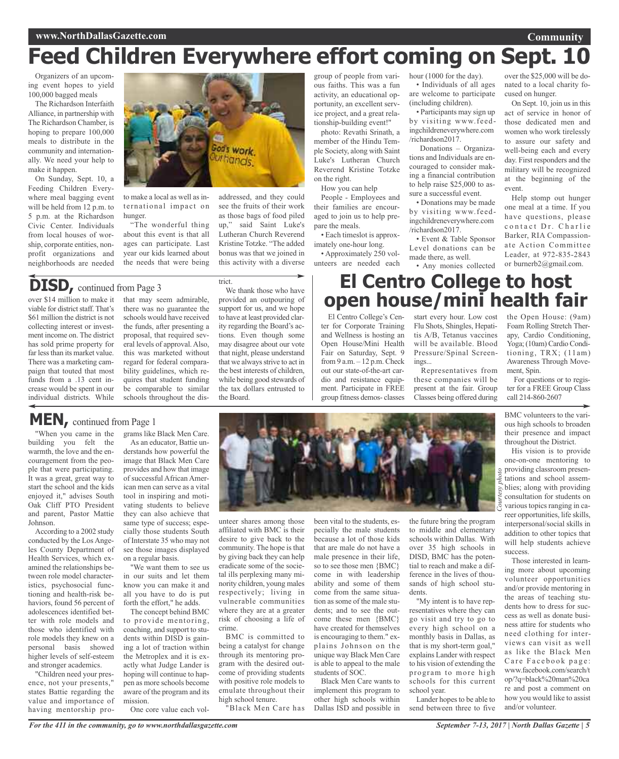# Feed Children Everywhere effort coming on Sept. 10

Organizers of an upcoming event hopes to yield 100,000 bagged meals

The Richardson Interfaith Alliance, in partnership with The Richardson Chamber, is hoping to prepare 100,000 meals to distribute in the community and internationally. We need your help to make it happen.

On Sunday, Sept. 10, a Feeding Children Everywhere meal bagging event will be held from 12 p.m. to 5 p.m. at the Richardson Civic Center. Individuals from local houses of worship, corporate entities, nonprofit organizations and neighborhoods are needed to make a local as well as international impact on hunger.

"The wonderful thing about this event is that all ages can participate. Last year our kids learned about the needs that were being addressed, and they could see the fruits of their work as those bags of food piled up," said Saint Luke's Lutheran Church Reverend Kristine Totzke. "The added bonus was that we joined in this activity with a diverse group of people from various faiths. This was a fun activity, an educational opportunity, an excellent service project, and a great relationship-building event!"

photo: Revathi Srinath, a member of the Hindu Temple Society, along with Saint Luke's Lutheran Church Reverend Kristine Totzke on the right.

How you can help

People - Employees and their families are encouraged to join us to help prepare the meals.

- Each timeslot is approximately one-hour long.
- Approximately 250 volunteers are needed each hour (1000 for the day).
- Individuals of all ages are welcome to participate (including children).
- Participants may sign up by visiting www.feedingchildreneverywhere.com/richardson2017.

Donations – Organizations and Individuals are encouraged to consider making a financial contribution to help raise $25,000 to assure a successful event.

- Donations may be made by visiting www.feedingchildreneverywhere.com/richardson2017.
- Event & Table Sponsor Level donations can be made there, as well.
- Any monies collected over the $25,000 will be donated to a local charity focused on hunger.

On Sept. 10, join us in this act of service in honor of those dedicated men and women who work tirelessly to assure our safety and well-being each and every day. First responders and the military will be recognized at the beginning of the event.

Help stomp out hunger one meal at a time. If you have questions, please contact Dr. Charlie Barker, RIA Compassionate Action Committee Leader, at 972-835-2843 or burnerb2@gmail.com.

## DISD, continued from Page 3

over $14 million to make it viable for district staff. That's $61 million the district is not collecting interest or investment income on. The district has sold prime property for far less than its market value. There was a marketing campaign that touted that most funds from a .13 cent increase would be spent in our individual districts. While that may seem admirable, there was no guarantee the schools would have received the funds, after presenting a proposal, that required several levels of approval. Also, this was marketed without regard for federal comparability guidelines, which requires that student funding be comparable to similar schools throughout the district.

We thank those who have provided an outpouring of support for us, and we hope to have at least provided clarity regarding the Board's actions. Even though some may disagree about our vote that night, please understand that we always strive to act in the best interests of children, while being good stewards of the tax dollars entrusted to the Board.

# El Centro College to host open house/mini health fair

El Centro College's Center for Corporate Training and Wellness is hosting an Open House/Mini Health Fair on Saturday, Sept. 9 from 9 a.m. – 12 p.m. Check out our state-of-the-art cardio and resistance equipment. Participate in FREE group fitness demos- classes start every hour. Low cost Flu Shots, Shingles, Hepatitis A/B, Tetanus vaccines will be available. Blood Pressure/Spinal Screenings...

Representatives from these companies will be present at the fair. Group Classes being offered during the Open House: (9am) Foam Rolling Stretch Therapy, Cardio Conditioning, Yoga; (10am) Cardio Conditioning, TRX; (11am) Awareness Through Movement, Spin.

For questions or to register for a FREE Group Class call 214-860-2607

## MEN, continued from Page 1

"When you came in the building you felt the warmth, the love and the encouragement from the people that were participating. It was a great, great way to start the school and the kids enjoyed it," advises South Oak Cliff PTO President and parent, Pastor Mattie Johnson.

According to a 2002 study conducted by the Los Angeles County Department of Health Services, which examined the relationships between role model characteristics, psychosocial functioning and health-risk behaviors, found 56 percent of adolescences identified better with role models and those who identified with role models they knew on a personal basis showed higher levels of self-esteem and stronger academics.

"Children need your presence, not your presents," states Battie regarding the value and importance of having mentorship programs like Black Men Care.

As an educator, Battie understands how powerful the image that Black Men Care provides and how that image of successful African American men can serve as a vital tool in inspiring and motivating students to believe they can also achieve that same type of success; especially those students South of Interstate 35 who may not see those images displayed on a regular basis.

"We want them to see us in our suits and let them know you can make it and all you have to do is put forth the effort," he adds.

The concept behind BMC to provide mentoring, coaching, and support to students within DISD is gaining a lot of traction within the Metroplex and it is exactly what Judge Lander is hoping will continue to happen as more schools become aware of the program and its mission.

One core value each volunteer shares among those affiliated with BMC is their desire to give back to the community. The hope is that by giving back they can help eradicate some of the societal ills perplexing many minority children, young males respectively; living in vulnerable communities where they are at a greater risk of choosing a life of crime.

BMC is committed to being a catalyst for change through its mentoring program with the desired outcome of providing students with positive role models to emulate throughout their high school tenure.

"Black Men Care has been vital to the students, especially the male students because a lot of those kids that are male do not have a male presence in their life, so to see those men {BMC} come in with leadership ability and some of them come from the same situation as some of the male students; and to see the outcome these men {BMC} have created for themselves is encouraging to them." explains Johnson on the unique way Black Men Care is able to appeal to the male students of SOC.

Black Men Care wants to implement this program to other high schools within Dallas ISD and possible in the future bring the program to middle and elementary schools within Dallas. With over 35 high schools in DISD, BMC has the potential to reach and make a difference in the lives of thousands of high school students.

"My intent is to have representatives where they can go visit and try to go to every high school on a monthly basis in Dallas, as that is my short-term goal," explains Lander with respect to his vision of extending the program to more high schools for this current school year.

Lander hopes to be able to send between three to five BMC volunteers to the various high schools to broaden their presence and impact throughout the District.

*Courtesy photo*

His vision is to provide one-on-one mentoring to providing classroom presentations and school assemblies; along with providing consultation for students on various topics ranging in career opportunities, life skills, interpersonal/social skills in addition to other topics that will help students achieve success.

Those interested in learning more about upcoming volunteer opportunities and/or provide mentoring in the areas of teaching students how to dress for success as well as donate business attire for students who need clothing for interviews can visit as well as like the Black Men Care Facebook page: www.facebook.com/search/top/?q=black%20man%20care and post a comment on how you would like to assist and/or volunteer.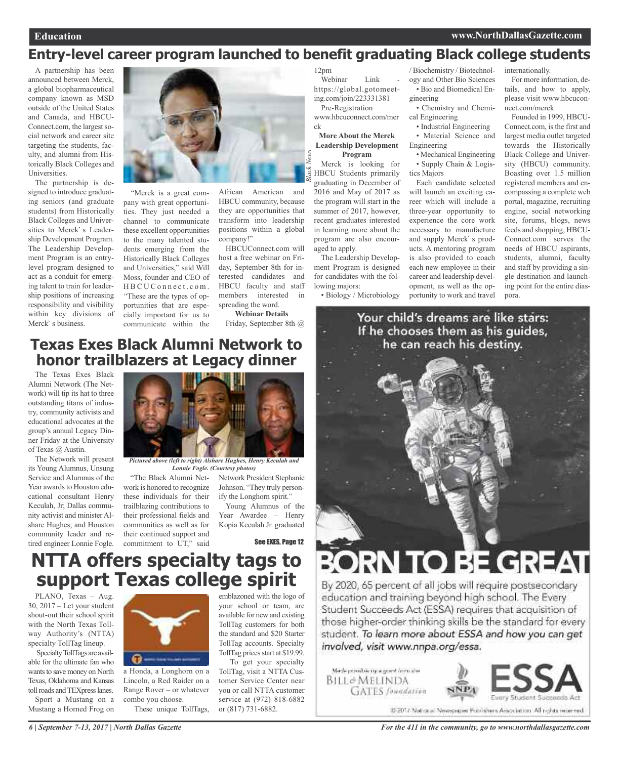# Entry-level career program launched to benefit graduating Black college students

A partnership has been announced between Merck, a global biopharmaceutical company known as MSD outside of the United States and Canada, and HBCU-Connect.com, the largest social network and career site targeting the students, faculty, and alumni from Historically Black Colleges and Universities.

The partnership is designed to introduce graduating seniors (and graduate students) from Historically Black Colleges and Universities to Merck' s Leadership Development Program. The Leadership Development Program is an entry-level program designed to act as a conduit for emerging talent to train for leadership positions of increasing responsibility and visibility within key divisions of Merck' s business.

"Merck is a great company with great opportunities. They just needed a channel to communicate these excellent opportunities to the many talented students emerging from the Historically Black Colleges and Universities," said Will Moss, founder and CEO of HBCUConnect.com. "These are the types of opportunities that are especially important for us to communicate within the African American and HBCU community, because they are opportunities that transform into leadership positions within a global company!"

HBCUConnect.com will host a free webinar on Friday, September 8th for interested candidates and HBCU faculty and staff members interested in spreading the word.

**Webinar Details**

Friday, September 8th @ 12pm

Webinar Link - https://global.gotomeeting.com/join/223331381

Pre-Registration - www.hbcuconnect.com/merck

**More About the Merck Leadership Development Program**

Merck is looking for HBCU Students primarily graduating in December of 2016 and May of 2017 as the program will start in the summer of 2017, however, recent graduates interested in learning more about the program are also encouraged to apply.

The Leadership Development Program is designed for candidates with the following majors:

- Biology / Microbiology / Biochemistry / Biotechnology and Other Bio Sciences
- Bio and Biomedical Engineering
- Chemistry and Chemical Engineering
- Industrial Engineering
- Material Science and Engineering
- Mechanical Engineering
- Supply Chain & Logistics Majors

Each candidate selected will launch an exciting career which will include a three-year opportunity to experience the core work necessary to manufacture and supply Merck' s products. A mentoring program is also provided to coach each new employee in their career and leadership development, as well as the opportunity to work and travel internationally.

For more information, details, and how to apply, please visit www.hbcuconnect.com/merck

Founded in 1999, HBCU-Connect.com, is the first and largest media outlet targeted towards the Historically Black College and University (HBCU) community. Boasting over 1.5 million registered members and encompassing a complete web portal, magazine, recruiting engine, social networking site, forums, blogs, news feeds and shopping, HBCU-Connect.com serves the needs of HBCU aspirants, students, alumni, faculty and staff by providing a single destination and launching point for the entire diaspora.

# Texas Exes Black Alumni Network to honor trailblazers at Legacy dinner

*Pictured above (left to right) Alshare Hughes, Henry Keculah and Lonnie Fogle. (Courtesy photos)*

The Texas Exes Black Alumni Network (The Network) will tip its hat to three outstanding titans of industry, community activists and educational advocates at the group's annual Legacy Dinner Friday at the University of Texas @ Austin.

The Network will present its Young Alumnus, Unsung Service and Alumnus of the Year awards to Houston educational consultant Henry Keculah, Jr; Dallas community activist and minister Alshare Hughes; and Houston community leader and retired engineer Lonnie Fogle.

"The Black Alumni Network is honored to recognize these individuals for their trailblazing contributions to their professional fields and communities as well as for their continued support and commitment to UT," said Network President Stephanie Johnson. "They truly personify the Longhorn spirit."

Young Alumnus of the Year Awardee – Henry Kopia Keculah Jr. graduated

See EXES, Page 12

# NTTA offers specialty tags to support Texas college spirit

PLANO, Texas – Aug. 30, 2017 – Let your student shout-out their school spirit with the North Texas Tollway Authority's (NTTA) specialty TollTag lineup.

Specialty TollTags are available for the ultimate fan who wants to save money on North Texas, Oklahoma and Kansas toll roads and TEXpress lanes.

Sport a Mustang on a Mustang a Horned Frog on a Honda, a Longhorn on a Lincoln, a Red Raider on a Range Rover – or whatever combo you choose.

These unique TollTags, emblazoned with the logo of your school or team, are available for new and existing TollTag customers for both the standard and $20 Starter TollTag accounts. Specialty TollTag prices start at $19.99.

To get your specialty TollTag, visit a NTTA Customer Service Center near you or call NTTA customer service at (972) 818-6882 or (817) 731-6882.

Your child's dreams are like stars: If he chooses them as his guides, he can reach his destiny.

BORN TO BE GREAT

By 2020, 65 percent of all jobs will require postsecondary education and training beyond high school. The Every Student Succeeds Act (ESSA) requires that acquisition of those higher-order thinking skills be the standard for every student. *To learn more about ESSA and how you can get involved, visit www.nnpa.org/essa.*

Made possible by a grant from the BILL & MELINDA GATES foundation

NNPA

ESSA Every Student Succeeds Act

©2017 National Newspaper Publishers Association. All rights reserved.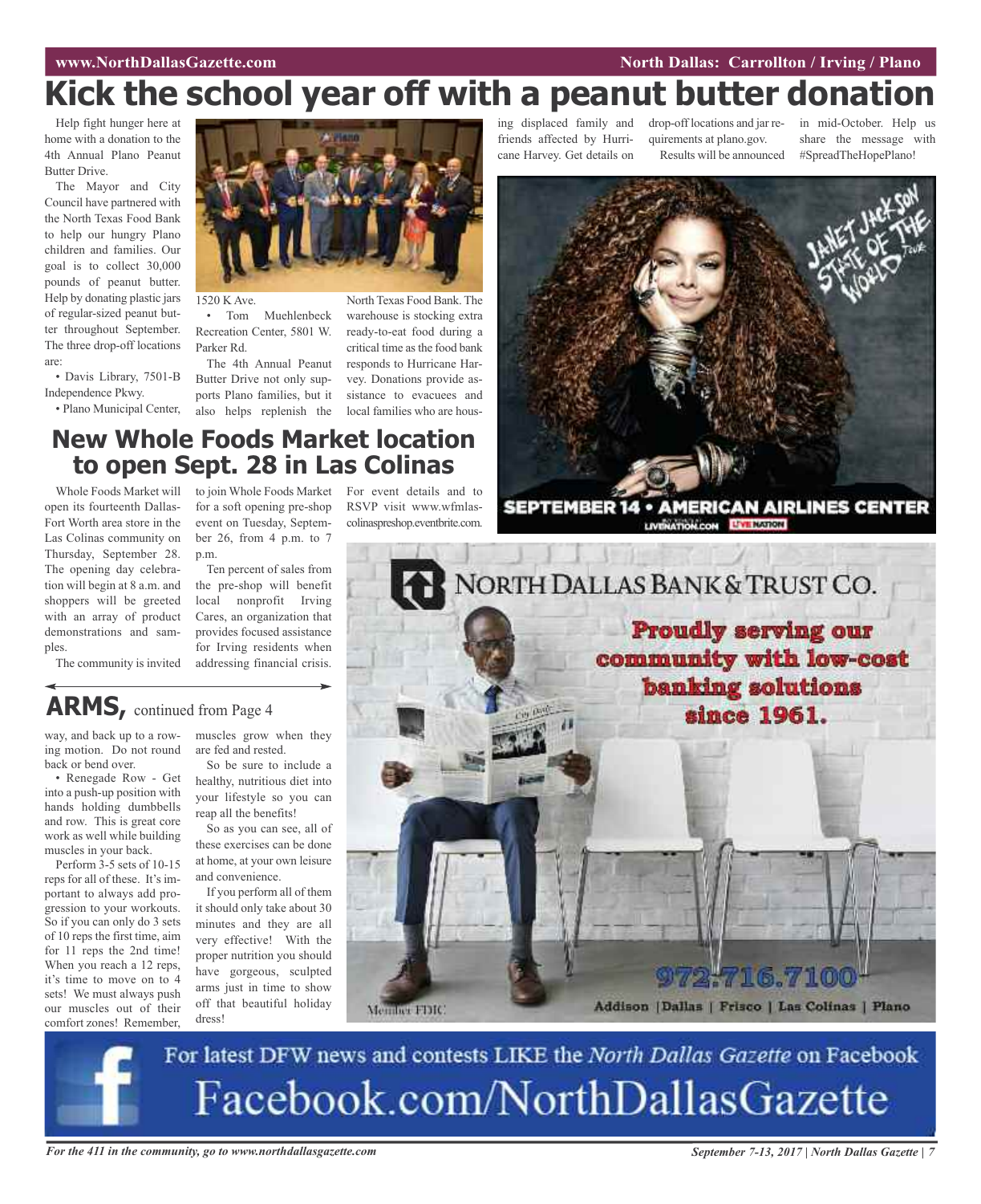# Kick the school year off with a peanut butter donation

Help fight hunger here at home with a donation to the 4th Annual Plano Peanut Butter Drive.

The Mayor and City Council have partnered with the North Texas Food Bank to help our hungry Plano children and families. Our goal is to collect 30,000 pounds of peanut butter. Help by donating plastic jars of regular-sized peanut butter throughout September. The three drop-off locations are:

- Davis Library, 7501-B Independence Pkwy.
- Plano Municipal Center, 1520 K Ave.
- Tom Muehlenbeck Recreation Center, 5801 W. Parker Rd.

The 4th Annual Peanut Butter Drive not only supports Plano families, but it also helps replenish the North Texas Food Bank. The warehouse is stocking extra ready-to-eat food during a critical time as the food bank responds to Hurricane Harvey. Donations provide assistance to evacuees and local families who are housing displaced family and friends affected by Hurricane Harvey. Get details on drop-off locations and jar requirements at plano.gov.

Results will be announced in mid-October. Help us share the message with #SpreadTheHopePlano!

## New Whole Foods Market location to open Sept. 28 in Las Colinas

Whole Foods Market will open its fourteenth Dallas-Fort Worth area store in the Las Colinas community on Thursday, September 28. The opening day celebration will begin at 8 a.m. and shoppers will be greeted with an array of product demonstrations and samples.

The community is invited to join Whole Foods Market for a soft opening pre-shop event on Tuesday, September 26, from 4 p.m. to 7 p.m.

Ten percent of sales from the pre-shop will benefit local nonprofit Irving Cares, an organization that provides focused assistance for Irving residents when addressing financial crisis.

For event details and to RSVP visit www.wfmlascolinaspreshop.eventbrite.com.

## ARMS, continued from Page 4

way, and back up to a rowing motion. Do not round back or bend over.

- Renegade Row - Get into a push-up position with hands holding dumbbells and row. This is great core work as well while building muscles in your back.

Perform 3-5 sets of 10-15 reps for all of these. It's important to always add progression to your workouts. So if you can only do 3 sets of 10 reps the first time, aim for 11 reps the 2nd time! When you reach a 12 reps, it's time to move on to 4 sets! We must always push our muscles out of their comfort zones! Remember, muscles grow when they are fed and rested.

So be sure to include a healthy, nutritious diet into your lifestyle so you can reap all the benefits!

So as you can see, all of these exercises can be done at home, at your own leisure and convenience.

If you perform all of them it should only take about 30 minutes and they are all very effective! With the proper nutrition you should have gorgeous, sculpted arms just in time to show off that beautiful holiday dress!

JANET JACKSON STATE OF THE WORLD TOUR

SEPTEMBER 14 • AMERICAN AIRLINES CENTER

LIVENATION.COM

NORTH DALLAS BANK & TRUST CO.

Proudly serving our community with low-cost banking solutions since 1961.

972.716.7100

Member FDIC

Addison | Dallas | Frisco | Las Colinas | Plano

For latest DFW news and contests LIKE the *North Dallas Gazette* on Facebook

Facebook.com/NorthDallasGazette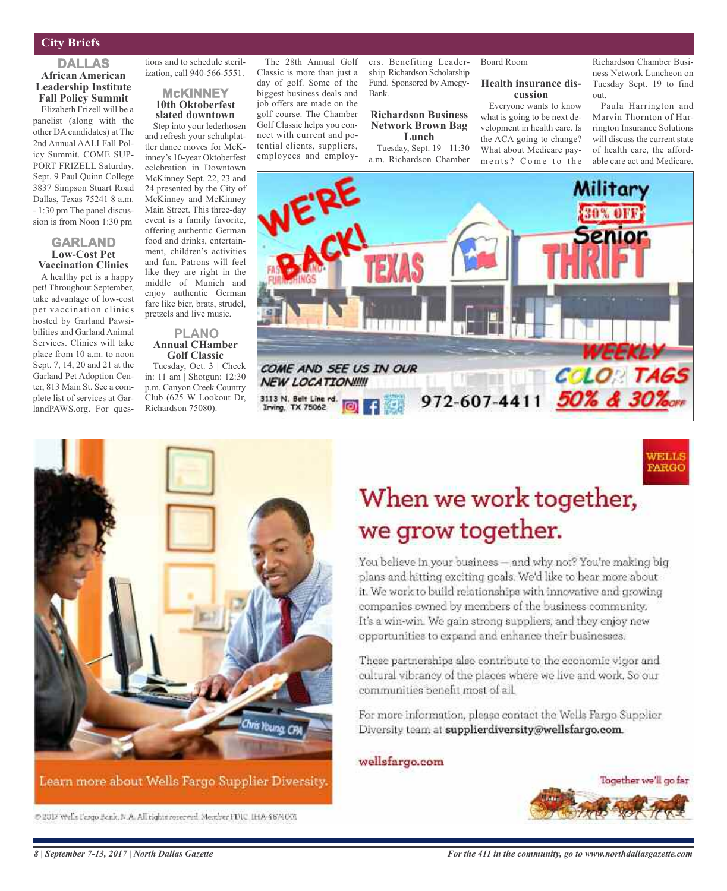## City Briefs

### DALLAS

**African American Leadership Institute Fall Policy Summit**

Elizabeth Frizell will be a panelist (along with the other DA candidates) at The 2nd Annual AALI Fall Policy Summit. COME SUPPORT FRIZELL Saturday, Sept. 9 Paul Quinn College 3837 Simpson Stuart Road Dallas, Texas 75241 8 a.m. - 1:30 pm The panel discussion is from Noon 1:30 pm

### GARLAND

**Low-Cost Pet Vaccination Clinics**

A healthy pet is a happy pet! Throughout September, take advantage of low-cost pet vaccination clinics hosted by Garland Pawsibilities and Garland Animal Services. Clinics will take place from 10 a.m. to noon Sept. 7, 14, 20 and 21 at the Garland Pet Adoption Center, 813 Main St. See a complete list of services at GarlandPAWS.org. For questions and to schedule sterilization, call 940-566-5551.

### McKINNEY

**10th Oktoberfest slated downtown**

Step into your lederhosen and refresh your schuhplattler dance moves for McKinney's 10-year Oktoberfest celebration in Downtown McKinney Sept. 22, 23 and 24 presented by the City of McKinney and McKinney Main Street. This three-day event is a fully favorite, offering authentic German food and drinks, entertainment, children's activities and fun. Patrons will feel like they are right in the middle of Munich and enjoy authentic German fare like bier, brats, strudel, pretzels and live music.

### PLANO

**Annual CHamber Golf Classic**

Tuesday, Oct. 3 | Check in: 11 am | Shotgun: 12:30 p.m. Canyon Creek Country Club (625 W Lookout Dr, Richardson 75080).

The 28th Annual Golf Classic is more than just a day of golf. Some of the biggest business deals and job offers are made on the golf course. The Chamber Golf Classic helps you connect with current and potential clients, suppliers, employees and employers. Benefiting Leadership Richardson Scholarship Fund. Sponsored by Amegy-Bank.

**Richardson Business Network Brown Bag Lunch**

Tuesday, Sept. 19 | 11:30 a.m. Richardson Chamber Board Room

**Health insurance discussion**

Everyone wants to know what is going to be next development in health care. Is the ACA going to change? What about Medicare payments? Come to the Richardson Chamber Business Network Luncheon on Tuesday Sept. 19 to find out.

Paula Harrington and Marvin Thornton of Harrington Insurance Solutions will discuss the current state of health care, the affordable care act and Medicare.

---

WE'RE BACK! TEXAS THRIFT

Military Senior 30% OFF

COME AND SEE US IN OUR NEW LOCATION!!!!!

3113 N. Belt Line rd. Irving, TX 75062

972-607-4411

WEEKLY COLOR TAGS 50% & 30% OFF

---

WELLS FARGO

# When we work together, we grow together.

You believe in your business — and why not? You're making big plans and hitting exciting goals. We'd like to hear more about it. We work to build relationships with innovative and growing companies owned by members of the business community. It's a win-win. We gain strong suppliers, and they enjoy new opportunities to expand and enhance their businesses.

These partnerships also contribute to the economic vigor and cultural vibrancy of the places where we live and work. So our communities benefit most of all.

For more information, please contact the Wells Fargo Supplier Diversity team at **supplierdiversity@wellsfargo.com**.

wellsfargo.com

Together we'll go far

Learn more about Wells Fargo Supplier Diversity.

© 2017 Wells Fargo Bank, N.A. All rights reserved. Member FDIC. IHA-467403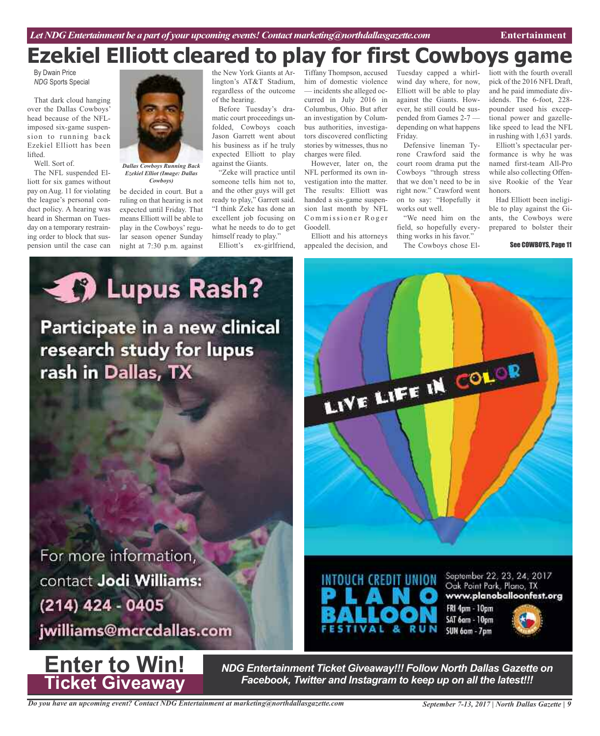# Ezekiel Elliott cleared to play for first Cowboys game

By Dwain Price
*NDG* Sports Special

That dark cloud hanging over the Dallas Cowboys' head because of the NFL-imposed six-game suspension to running back Ezekiel Elliott has been lifted.

Well. Sort of.

The NFL suspended Elliott for six games without pay on Aug. 11 for violating the league's personal conduct policy. A hearing was heard in Sherman on Tuesday on a temporary restraining order to block that suspension until the case can be decided in court. But a ruling on that hearing is not expected until Friday. That means Elliott will be able to play in the Cowboys' regular season opener Sunday night at 7:30 p.m. against the New York Giants at Arlington's AT&T Stadium, regardless of the outcome of the hearing.

*Dallas Cowboys Running Back Ezekiel Elliot (Image: Dallas Cowboys)*

Before Tuesday's dramatic court proceedings unfolded, Cowboys coach Jason Garrett went about his business as if he truly expected Elliott to play against the Giants.

"Zeke will practice until someone tells him not to, and the other guys will get ready to play," Garrett said. "I think Zeke has done an excellent job focusing on what he needs to do to get himself ready to play."

Elliott's ex-girlfriend, Tiffany Thompson, accused him of domestic violence — incidents she alleged occurred in July 2016 in Columbus, Ohio. But after an investigation by Columbus authorities, investigators discovered conflicting stories by witnesses, thus no charges were filed.

However, later on, the NFL performed its own investigation into the matter. The results: Elliott was handed a six-game suspension last month by NFL Commissioner Roger Goodell.

Elliott and his attorneys appealed the decision, and Tuesday capped a whirlwind day where, for now, Elliott will be able to play against the Giants. However, he still could be suspended from Games 2-7 — depending on what happens Friday.

Defensive lineman Tyrone Crawford said the court room drama put the Cowboys "through stress that we don't need to be in right now." Crawford went on to say: "Hopefully it works out well.

"We need him on the field, so hopefully everything works in his favor."

The Cowboys chose Elliott with the fourth overall pick of the 2016 NFL Draft, and he paid immediate dividends. The 6-foot, 228-pounder used his exceptional power and gazelle-like speed to lead the NFL in rushing with 1,631 yards.

Elliott's spectacular performance is why he was named first-team All-Pro while also collecting Offensive Rookie of the Year honors.

Had Elliott been ineligible to play against the Giants, the Cowboys were prepared to bolster their

See COWBOYS, Page 11

## Lupus Rash?

**Participate in a new clinical research study for lupus rash in Dallas, TX**

For more information, contact **Jodi Williams:**
**(214) 424 - 0405**
**jwilliams@mcrcdallas.com**

LIVE LIFE IN COLOR

INTOUCH CREDIT UNION
**PLANO BALLOON FESTIVAL & RUN**

September 22, 23, 24, 2017
Oak Point Park, Plano, TX
**www.planoballoonfest.org**
FRI 4pm - 10pm
SAT 6am - 10pm
SUN 6am - 7pm

## Enter to Win! Ticket Giveaway

***NDG Entertainment Ticket Giveaway!!! Follow North Dallas Gazette on Facebook, Twitter and Instagram to keep up on all the latest!!!***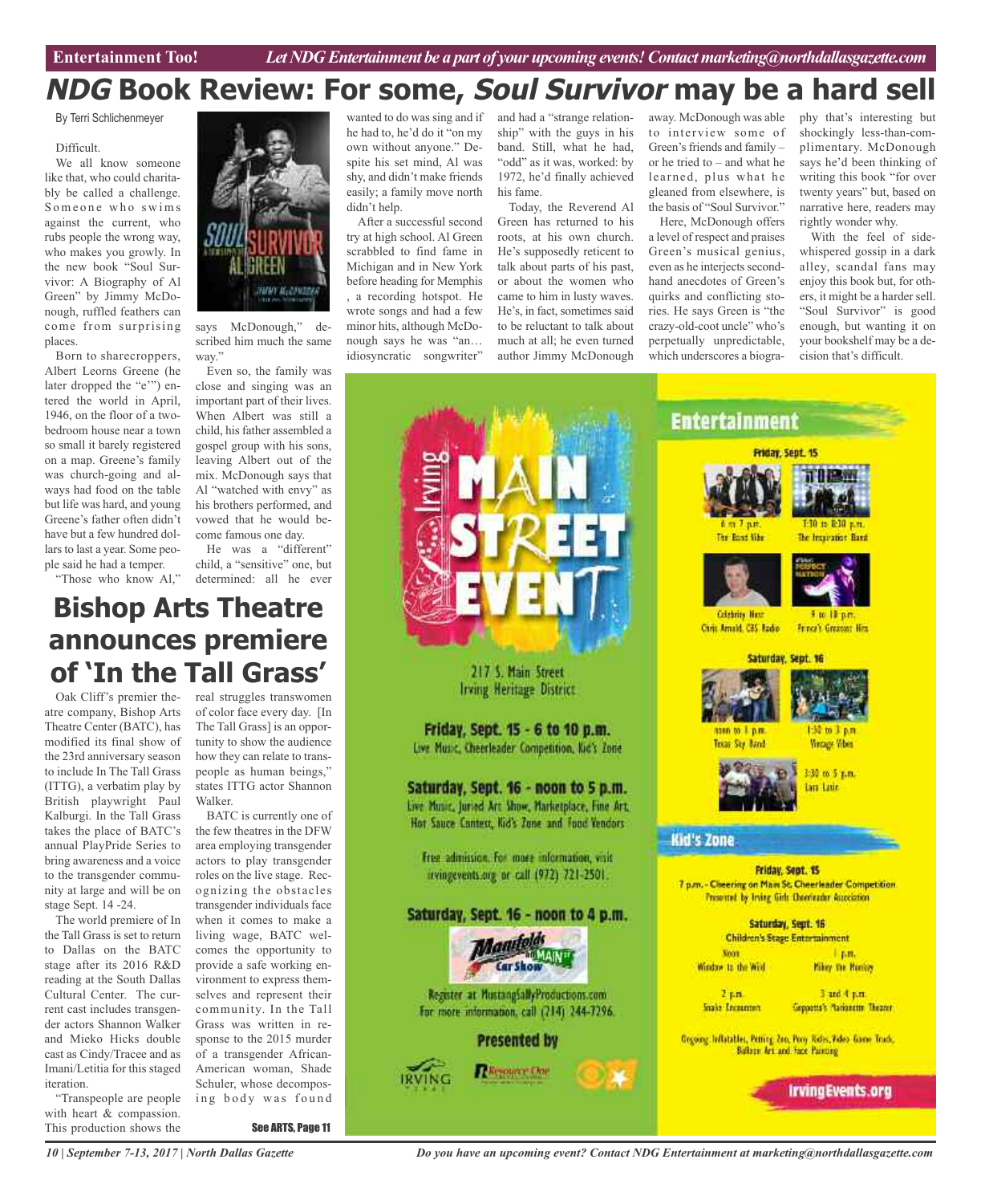# *NDG* Book Review: For some, *Soul Survivor* may be a hard sell

By Terri Schlichenmeyer

Difficult.

We all know someone like that, who could charitably be called a challenge. Someone who swims against the current, who rubs people the wrong way, who makes you growly. In the new book "Soul Survivor: A Biography of Al Green" by Jimmy McDonough, ruffled feathers can come from surprising places.

Born to sharecroppers, Albert Leorns Greene (he later dropped the "e"") entered the world in April, 1946, on the floor of a two-bedroom house near a town so small it barely registered on a map. Greene's family was church-going and always had food on the table but life was hard, and young Greene's father often didn't have but a few hundred dollars to last a year. Some people said he had a temper.

"Those who know Al," says McDonough," described him much the same way."

Even so, the family was close and singing was an important part of their lives. When Albert was still a child, his father assembled a gospel group with his sons, leaving Albert out of the mix. McDonough says that Al "watched with envy" as his brothers performed, and vowed that he would become famous one day.

He was a "different" child, a "sensitive" one, but determined: all he ever wanted to do was sing and if he had to, he'd do it "on my own without anyone." Despite his set mind, Al was shy, and didn't make friends easily; a family move north didn't help.

After a successful second try at high school. Al Green scrabbled to find fame in Michigan and in New York before heading for Memphis , a recording hotspot. He wrote songs and had a few minor hits, although McDonough says he was "an… idiosyncratic songwriter" and had a "strange relationship" with the guys in his band. Still, what he had, "odd" as it was, worked: by 1972, he'd finally achieved his fame.

Today, the Reverend Al Green has returned to his roots, at his own church. He's supposedly reticent to talk about parts of his past, or about the women who came to him in lusty waves. He's, in fact, sometimes said to be reluctant to talk about much at all; he even turned author Jimmy McDonough away. McDonough was able to interview some of Green's friends and family – or he tried to – and what he learned, plus what he gleaned from elsewhere, is the basis of "Soul Survivor."

Here, McDonough offers a level of respect and praises Green's musical genius, even as he interjects second-hand anecdotes of Green's quirks and conflicting stories. He says Green is "the crazy-old-coot uncle" who's perpetually unpredictable, which underscores a biography that's interesting but shockingly less-than-complimentary. McDonough says he'd been thinking of writing this book "for over twenty years" but, based on narrative here, readers may rightly wonder why.

With the feel of side-whispered gossip in a dark alley, scandal fans may enjoy this book but, for others, it might be a harder sell. "Soul Survivor" is good enough, but wanting it on your bookshelf may be a decision that's difficult.

# Bishop Arts Theatre announces premiere of 'In the Tall Grass'

Oak Cliff's premier theatre company, Bishop Arts Theatre Center (BATC), has modified its final show of the 23rd anniversary season to include In The Tall Grass (ITTG), a verbatim play by British playwright Paul Kalburgi. In the Tall Grass takes the place of BATC's annual PlayPride Series to bring awareness and a voice to the transgender community at large and will be on stage Sept. 14 -24.

The world premiere of In the Tall Grass is set to return to Dallas on the BATC stage after its 2016 R&D reading at the South Dallas Cultural Center. The current cast includes transgender actors Shannon Walker and Mieko Hicks double cast as Cindy/Tracee and as Imani/Letitia for this staged iteration.

"Transpeople are people with heart & compassion. This production shows the real struggles transwomen of color face every day. [In The Tall Grass] is an opportunity to show the audience how they can relate to transpeople as human beings," states ITTG actor Shannon Walker.

BATC is currently one of the few theatres in the DFW area employing transgender actors to play transgender roles on the live stage. Recognizing the obstacles transgender individuals face when it comes to make a living wage, BATC welcomes the opportunity to provide a safe working environment to express themselves and represent their community. In the Tall Grass was written in response to the 2015 murder of a transgender African-American woman, Shade Schuler, whose decomposing body was found

See ARTS, Page 11

## Irving Main Street Event

217 S. Main Street
Irving Heritage District

**Friday, Sept. 15 - 6 to 10 p.m.**
Live Music, Cheerleader Competition, Kid's Zone

**Saturday, Sept. 16 - noon to 5 p.m.**
Live Music, Juried Art Show, Marketplace, Fine Art, Hot Sauce Contest, Kid's Zone and Food Vendors

Free admission. For more information, visit irvingevents.org or call (972) 721-2501.

**Saturday, Sept. 16 - noon to 4 p.m.**
Manifolds on Main St Car Show
Register at MustangSallyProductions.com
For more information, call (214) 244-7296.

Presented by Irving, Resource One

### Entertainment

**Friday, Sept. 15**
6 to 7 p.m. The Band Vibe
7:30 to 8:30 p.m. The Inspiration Band
Celebrity Host: Chris Arnold, CBS Radio
9 to 10 p.m. Prince's Greatest Hits

**Saturday, Sept. 16**
noon to 1 p.m. Texas Sky Band
1:30 to 3 p.m. Vintage Vibes
3:30 to 5 p.m. Lara Latin

### Kid's Zone

**Friday, Sept. 15**
7 p.m. - Cheering on Main St. Cheerleader Competition
Presented by Irving Girls Cheerleader Association

**Saturday, Sept. 16**
Children's Stage Entertainment
Noon Window to the Wild
1 p.m. Mikey the Monkey
2 p.m. Snake Encounters
3 and 4 p.m. Geppetto's Marionette Theater

Ongoing: Inflatables, Petting Zoo, Pony Rides, Video Game Truck, Balloon Art and Face Painting

IrvingEvents.org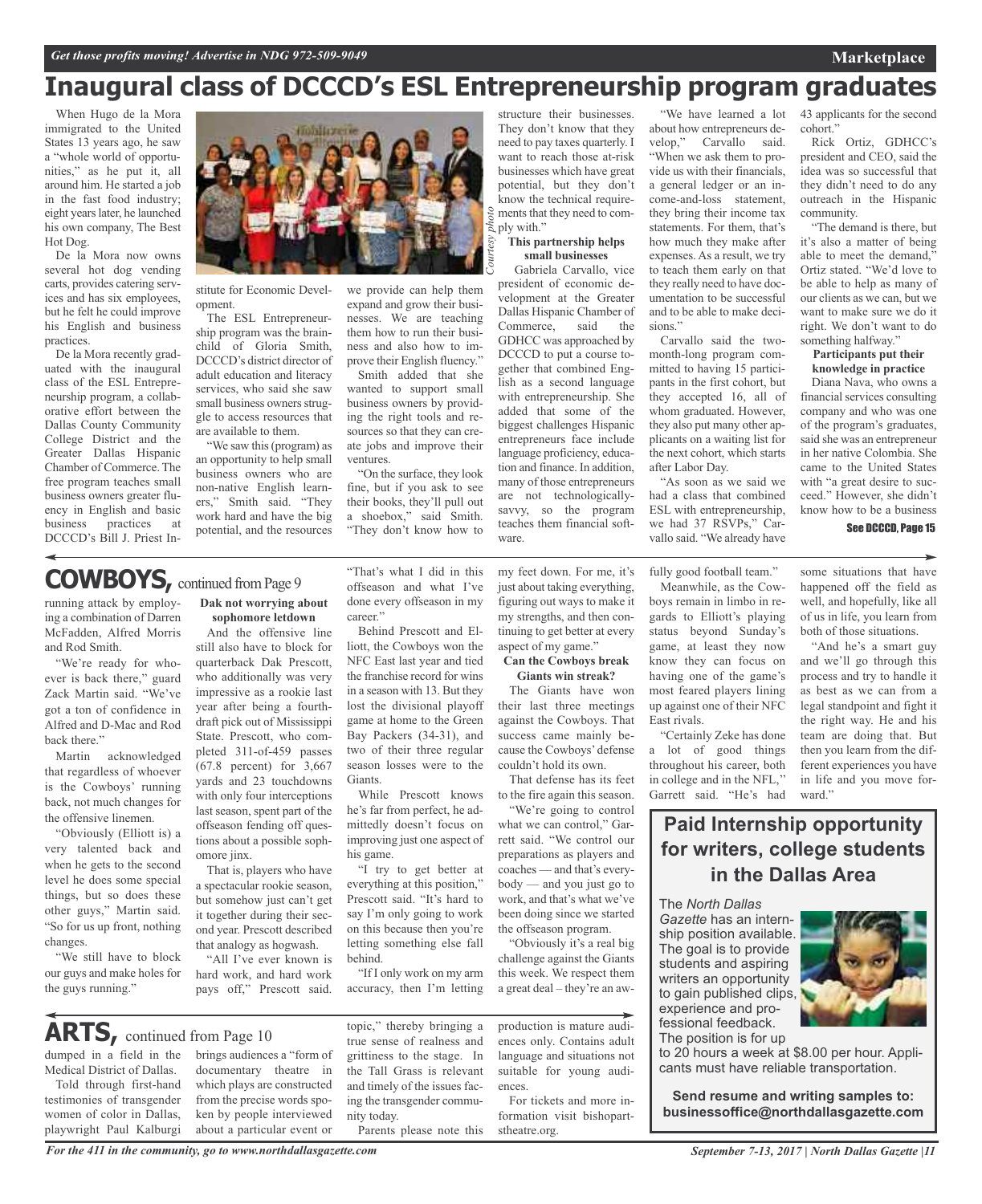# Inaugural class of DCCCD's ESL Entrepreneurship program graduates

When Hugo de la Mora immigrated to the United States 13 years ago, he saw a "whole world of opportunities," as he put it, all around him. He started a job in the fast food industry; eight years later, he launched his own company, The Best Hot Dog.

De la Mora now owns several hot dog vending carts, provides catering services and has six employees, but he felt he could improve his English and business practices.

De la Mora recently graduated with the inaugural class of the ESL Entrepreneurship program, a collaborative effort between the Dallas County Community College District and the Greater Dallas Hispanic Chamber of Commerce. The free program teaches small business owners greater fluency in English and basic business practices at DCCCD's Bill J. Priest Institute for Economic Development.

*Courtesy photo*

The ESL Entrepreneurship program was the brainchild of Gloria Smith, DCCCD's district director of adult education and literacy services, who said she saw small business owners struggle to access resources that are available to them.

"We saw this (program) as an opportunity to help small business owners who are non-native English learners," Smith said. "They work hard and have the big potential, and the resources we provide can help them expand and grow their businesses. We are teaching them how to run their business and also how to improve their English fluency."

Smith added that she wanted to support small business owners by providing the right tools and resources so that they can create jobs and improve their ventures.

"On the surface, they look fine, but if you ask to see their books, they'll pull out a shoebox," said Smith. "They don't know how to structure their businesses. They don't know that they need to pay taxes quarterly. I want to reach those at-risk businesses which have great potential, but they don't know the technical requirements that they need to comply with."

**This partnership helps small businesses**

Gabriela Carvallo, vice president of economic development at the Greater Dallas Hispanic Chamber of Commerce, said the GDHCC was approached by DCCCD to put a course together that combined English as a second language with entrepreneurship. She added that some of the biggest challenges Hispanic entrepreneurs face include language proficiency, education and finance. In addition, many of those entrepreneurs are not technologically-savvy, so the program teaches them financial software.

"We have learned a lot about how entrepreneurs develop," Carvallo said. "When we ask them to provide us with their financials, a general ledger or an income-and-loss statement, they bring their income tax statements. For them, that's how much they make after expenses. As a result, we try to teach them early on that they really need to have documentation to be successful and to be able to make decisions."

Carvallo said the two-month-long program committed to having 15 participants in the first cohort, but they accepted 16, all of whom graduated. However, they also put many other applicants on a waiting list for the next cohort, which starts after Labor Day.

"As soon as we said we had a class that combined ESL with entrepreneurship, we had 37 RSVPs," Carvallo said. "We already have 43 applicants for the second cohort."

Rick Ortiz, GDHCC's president and CEO, said the idea was so successful that they didn't need to do any outreach in the Hispanic community.

"The demand is there, but it's also a matter of being able to meet the demand," Ortiz stated. "We'd love to be able to help as many of our clients as we can, but we want to make sure we do it right. We don't want to do something halfway."

**Participants put their knowledge in practice**

Diana Nava, who owns a financial services consulting company and who was one of the program's graduates, said she was an entrepreneur in her native Colombia. She came to the United States with "a great desire to succeed." However, she didn't know how to be a business

See DCCCD, Page 15

## COWBOYS, continued from Page 9

running attack by employing a combination of Darren McFadden, Alfred Morris and Rod Smith.

"We're ready for whoever is back there," guard Zack Martin said. "We've got a ton of confidence in Alfred and D-Mac and Rod back there."

Martin acknowledged that regardless of whoever is the Cowboys' running back, not much changes for the offensive linemen.

"Obviously (Elliott is) a very talented back and when he gets to the second level he does some special things, but so does these other guys," Martin said. "So for us up front, nothing changes.

"We still have to block our guys and make holes for the guys running."

**Dak not worrying about sophomore letdown**

And the offensive line still also have to block for quarterback Dak Prescott, who additionally was very impressive as a rookie last year after being a fourth-draft pick out of Mississippi State. Prescott, who completed 311-of-459 passes (67.8 percent) for 3,667 yards and 23 touchdowns with only four interceptions last season, spent part of the offseason fending off questions about a possible sophomore jinx.

That is, players who have a spectacular rookie season, but somehow just can't get it together during their second year. Prescott described that analogy as hogwash.

"All I've ever known is hard work, and hard work pays off," Prescott said. "That's what I did in this offseason and what I've done every offseason in my career."

Behind Prescott and Elliott, the Cowboys won the NFC East last year and tied the franchise record for wins in a season with 13. But they lost the divisional playoff game at home to the Green Bay Packers (34-31), and two of their three regular season losses were to the Giants.

While Prescott knows he's far from perfect, he admittedly doesn't focus on improving just one aspect of his game.

"I try to get better at everything at this position," Prescott said. "It's hard to say I'm only going to work on this because then you're letting something else fall behind.

"If I only work on my arm accuracy, then I'm letting my feet down. For me, it's just about taking everything, figuring out ways to make it my strengths, and then continue to get better at every aspect of my game."

**Can the Cowboys break Giants win streak?**

The Giants have won their last three meetings against the Cowboys. That success came mainly because the Cowboys' defense couldn't hold its own.

That defense has its feet to the fire again this season.

"We're going to control what we can control," Garrett said. "We control our preparations as players and coaches — and that's everybody — and you just go to work, and that's what we've been doing since we started the offseason program.

"Obviously it's a real big challenge against the Giants this week. We respect them a great deal – they're an awfully good football team."

Meanwhile, as the Cowboys remain in limbo in regards to Elliott's playing status beyond Sunday's game, at least they now know they can focus on having one of the game's most feared players lining up against one of their NFC East rivals.

"Certainly Zeke has done a lot of good things throughout his career, both in college and in the NFL," Garrett said. "He's had some situations that have happened off the field as well, and hopefully, like all of us in life, you learn from both of those situations.

"And he's a smart guy and we'll go through this process and try to handle it as best as we can from a legal standpoint and fight it the right way. He and his team are doing that. But then you learn from the different experiences you have in life and you move forward."

## Paid Internship opportunity for writers, college students in the Dallas Area

The *North Dallas Gazette* has an internship position available. The goal is to provide students and aspiring writers an opportunity to gain published clips, experience and professional feedback. The position is for up to 20 hours a week at $8.00 per hour. Applicants must have reliable transportation.

**Send resume and writing samples to: businessoffice@northdallasgazette.com**

## ARTS, continued from Page 10

dumped in a field in the Medical District of Dallas.

Told through first-hand testimonies of transgender women of color in Dallas, playwright Paul Kalburgi brings audiences a "form of documentary theatre in which plays are constructed from the precise words spoken by people interviewed about a particular event or topic," thereby bringing a true sense of realness and grittiness to the stage. In the Tall Grass is relevant and timely of the issues facing the transgender community today.

Parents please note this production is mature audiences only. Contains adult language and situations not suitable for young audiences.

For tickets and more information visit bishopartstheatre.org.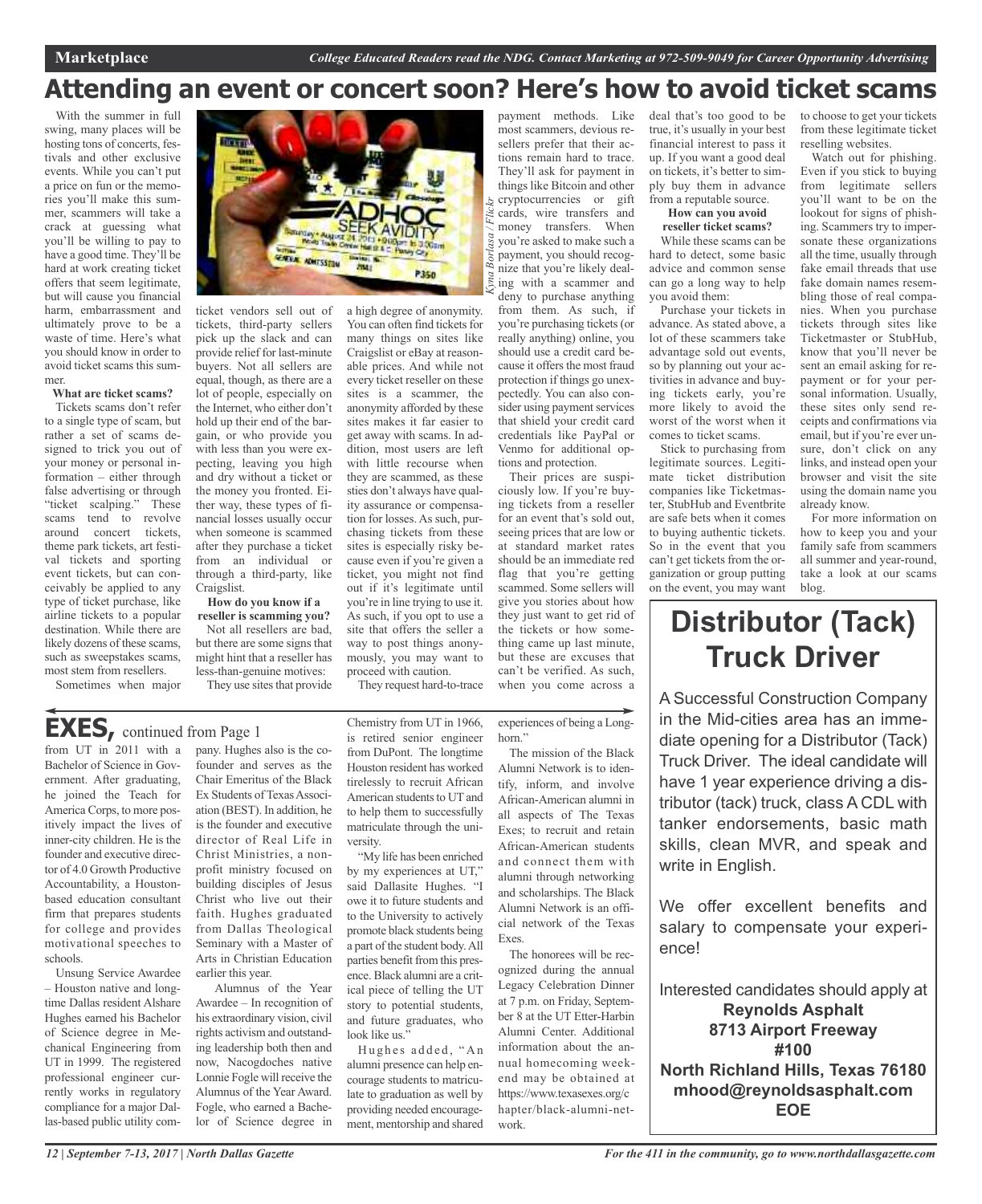# Attending an event or concert soon? Here's how to avoid ticket scams

With the summer in full swing, many places will be hosting tons of concerts, festivals and other exclusive events. While you can't put a price on fun or the memories you'll make this summer, scammers will take a crack at guessing what you'll be willing to pay to have a good time. They'll be hard at work creating ticket offers that seem legitimate, but will cause you financial harm, embarrassment and ultimately prove to be a waste of time. Here's what you should know in order to avoid ticket scams this summer.

**What are ticket scams?**

Tickets scams don't refer to a single type of scam, but rather a set of scams designed to trick you out of your money or personal information – either through false advertising or through "ticket scalping." These scams tend to revolve around concert tickets, theme park tickets, art festival tickets and sporting event tickets, but can conceivably be applied to any type of ticket purchase, like airline tickets to a popular destination. While there are likely dozens of these scams, such as sweepstakes scams, most stem from resellers.

Sometimes when major ticket vendors sell out of tickets, third-party sellers pick up the slack and can provide relief for last-minute buyers. Not all sellers are equal, though, as there are a lot of people, especially on the Internet, who either don't hold up their end of the bargain, or who provide you with less than you were expecting, leaving you high and dry without a ticket or the money you fronted. Either way, these types of financial losses usually occur when someone is scammed after they purchase a ticket from an individual or through a third-party, like Craigslist.

*Kyna Borlasa / Flickr*

**How do you know if a reseller is scamming you?**

Not all resellers are bad, but there are some signs that might hint that a reseller has less-than-genuine motives:

They use sites that provide a high degree of anonymity. You can often find tickets for many things on sites like Craigslist or eBay at reasonable prices. And while not every ticket reseller on these sites is a scammer, the anonymity afforded by these sites makes it far easier to get away with scams. In addition, most users are left with little recourse when they are scammed, as these sties don't always have quality assurance or compensation for losses. As such, purchasing tickets from these sites is especially risky because even if you're given a ticket, you might not find out if it's legitimate until you're in line trying to use it. As such, if you opt to use a site that offers the seller a way to post things anonymously, you may want to proceed with caution.

They request hard-to-trace payment methods. Like most scammers, devious resellers prefer that their actions remain hard to trace. They'll ask for payment in things like Bitcoin and other cryptocurrencies or gift cards, wire transfers and money transfers. When you're asked to make such a payment, you should recognize that you're likely dealing with a scammer and deny to purchase anything from them. As such, if you're purchasing tickets (or really anything) online, you should use a credit card because it offers the most fraud protection if things go unexpectedly. You can also consider using payment services that shield your credit card credentials like PayPal or Venmo for additional options and protection.

Their prices are suspiciously low. If you're buying tickets from a reseller for an event that's sold out, seeing prices that are low or at standard market rates should be an immediate red flag that you're getting scammed. Some sellers will give you stories about how they just want to get rid of the tickets or how something came up last minute, but these are excuses that can't be verified. As such, when you come across a deal that's too good to be true, it's usually in your best financial interest to pass it up. If you want a good deal on tickets, it's better to simply buy them in advance from a reputable source.

**How can you avoid reseller ticket scams?**

While these scams can be hard to detect, some basic advice and common sense can go a long way to help you avoid them:

Purchase your tickets in advance. As stated above, a lot of these scammers take advantage sold out events, so by planning out your activities in advance and buying tickets early, you're more likely to avoid the worst of the worst when it comes to ticket scams.

Stick to purchasing from legitimate sources. Legitimate ticket distribution companies like Ticketmaster, StubHub and Eventbrite are safe bets when it comes to buying authentic tickets. So in the event that you can't get tickets from the organization or group putting on the event, you may want to choose to get your tickets from these legitimate ticket reselling websites.

Watch out for phishing. Even if you stick to buying from legitimate sellers you'll want to be on the lookout for signs of phishing. Scammers try to impersonate these organizations all the time, usually through fake email threads that use fake domain names resembling those of real companies. When you purchase tickets through sites like Ticketmaster or StubHub, know that you'll never be sent an email asking for repayment or for your personal information. Usually, these sites only send receipts and confirmations via email, but if you're ever unsure, don't click on any links, and instead open your browser and visit the site using the domain name you already know.

For more information on how to keep you and your family safe from scammers all summer and year-round, take a look at our scams blog.

## EXES, continued from Page 1

from UT in 2011 with a Bachelor of Science in Government. After graduating, he joined the Teach for America Corps, to more positively impact the lives of inner-city children. He is the founder and executive director of 4.0 Growth Productive Accountability, a Houston-based education consultant firm that prepares students for college and provides motivational speeches to schools.

Unsung Service Awardee – Houston native and long-time Dallas resident Alshare Hughes earned his Bachelor of Science degree in Mechanical Engineering from UT in 1999. The registered professional engineer currently works in regulatory compliance for a major Dallas-based public utility company. Hughes also is the co-founder and serves as the Chair Emeritus of the Black Ex Students of Texas Association (BEST). In addition, he is the founder and executive director of Real Life in Christ Ministries, a non-profit ministry focused on building disciples of Jesus Christ who live out their faith. Hughes graduated from Dallas Theological Seminary with a Master of Arts in Christian Education earlier this year.

Alumnus of the Year Awardee – In recognition of his extraordinary vision, civil rights activism and outstanding leadership both then and now, Nacogdoches native Lonnie Fogle will receive the Alumnus of the Year Award. Fogle, who earned a Bachelor of Science degree in Chemistry from UT in 1966, is retired senior engineer from DuPont. The longtime Houston resident has worked tirelessly to recruit African American students to UT and to help them to successfully matriculate through the university.

"My life has been enriched by my experiences at UT," said Dallasite Hughes. "I owe it to future students and to the University to actively promote black students being a part of the student body. All parties benefit from this presence. Black alumni are a critical piece of telling the UT story to potential students, and future graduates, who look like us."

Hughes added, "An alumni presence can help encourage students to matriculate to graduation as well by providing needed encouragement, mentorship and shared experiences of being a Longhorn."

The mission of the Black Alumni Network is to identify, inform, and involve African-American alumni in all aspects of The Texas Exes; to recruit and retain African-American students and connect them with alumni through networking and scholarships. The Black Alumni Network is an official network of the Texas Exes.

The honorees will be recognized during the annual Legacy Celebration Dinner at 7 p.m. on Friday, September 8 at the UT Etter-Harbin Alumni Center. Additional information about the annual homecoming weekend may be obtained at https://www.texasexes.org/chapter/black-alumni-network.

## Distributor (Tack) Truck Driver

A Successful Construction Company in the Mid-cities area has an immediate opening for a Distributor (Tack) Truck Driver. The ideal candidate will have 1 year experience driving a distributor (tack) truck, class A CDL with tanker endorsements, basic math skills, clean MVR, and speak and write in English.

We offer excellent benefits and salary to compensate your experience!

Interested candidates should apply at

**Reynolds Asphalt**
**8713 Airport Freeway**
**#100**
**North Richland Hills, Texas 76180**
**mhood@reynoldsasphalt.com**
**EOE**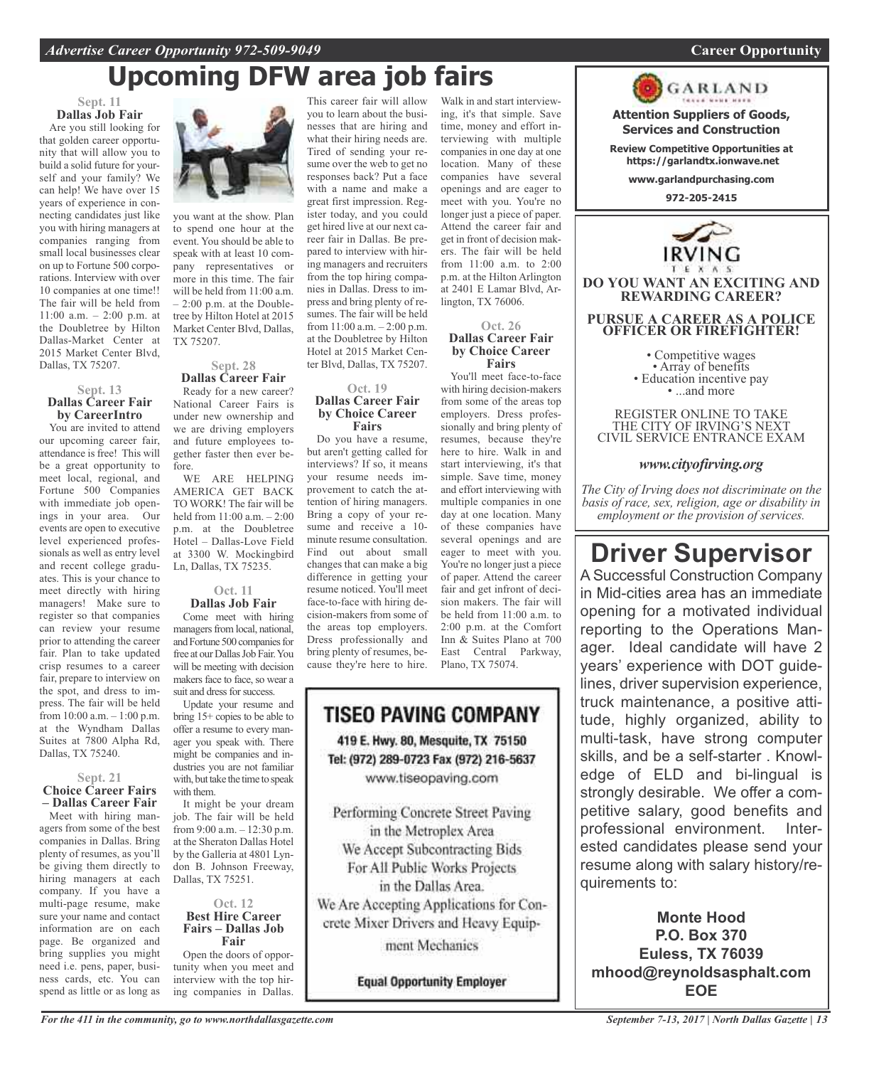# Upcoming DFW area job fairs

### Sept. 11
### Dallas Job Fair

Are you still looking for that golden career opportunity that will allow you to build a solid future for yourself and your family? We can help! We have over 15 years of experience in connecting candidates just like you with hiring managers at companies ranging from small local businesses clear on up to Fortune 500 corporations. Interview with over 10 companies at one time!! The fair will be held from 11:00 a.m. – 2:00 p.m. at the Doubletree by Hilton Dallas-Market Center at 2015 Market Center Blvd, Dallas, TX 75207.

### Sept. 13
### Dallas Career Fair by CareerIntro

You are invited to attend our upcoming career fair, attendance is free! This will be a great opportunity to meet local, regional, and Fortune 500 Companies with immediate job openings in your area. Our events are open to executive level experienced professionals as well as entry level and recent college graduates. This is your chance to meet directly with hiring managers! Make sure to register so that companies can review your resume prior to attending the career fair. Plan to take updated crisp resumes to a career fair, prepare to interview on the spot, and dress to impress. The fair will be held from 10:00 a.m. – 1:00 p.m. at the Wyndham Dallas Suites at 7800 Alpha Rd, Dallas, TX 75240.

### Sept. 21
### Choice Career Fairs – Dallas Career Fair

Meet with hiring managers from some of the best companies in Dallas. Bring plenty of resumes, as you'll be giving them directly to hiring managers at each company. If you have a multi-page resume, make sure your name and contact information are on each page. Be organized and bring supplies you might need i.e. pens, paper, business cards, etc. You can spend as little or as long as you want at the show. Plan to spend one hour at the event. You should be able to speak with at least 10 company representatives or more in this time. The fair will be held from 11:00 a.m. – 2:00 p.m. at the Doubletree by Hilton Hotel at 2015 Market Center Blvd, Dallas, TX 75207.

### Sept. 28
### Dallas Career Fair

Ready for a new career? National Career Fairs is under new ownership and we are driving employers and future employees together faster then ever before.

WE ARE HELPING AMERICA GET BACK TO WORK! The fair will be held from 11:00 a.m. – 2:00 p.m. at the Doubletree Hotel – Dallas-Love Field at 3300 W. Mockingbird Ln, Dallas, TX 75235.

### Oct. 11
### Dallas Job Fair

Come meet with hiring managers from local, national, and Fortune 500 companies for free at our Dallas Job Fair. You will be meeting with decision makers face to face, so wear a suit and dress for success.

Update your resume and bring 15+ copies to be able to offer a resume to every manager you speak with. There might be companies and industries you are not familiar with, but take the time to speak with them.

It might be your dream job. The fair will be held from 9:00 a.m. – 12:30 p.m. at the Sheraton Dallas Hotel by the Galleria at 4801 Lyndon B. Johnson Freeway, Dallas, TX 75251.

### Oct. 12
### Best Hire Career Fairs – Dallas Job Fair

Open the doors of opportunity when you meet and interview with the top hiring companies in Dallas. This career fair will allow you to learn about the businesses that are hiring and what their hiring needs are. Tired of sending your resume over the web to get no responses back? Put a face with a name and make a great first impression. Register today, and you could get hired live at our next career fair in Dallas. Be prepared to interview with hiring managers and recruiters from the top hiring companies in Dallas. Dress to impress and bring plenty of resumes. The fair will be held from 11:00 a.m. – 2:00 p.m. at the Doubletree by Hilton Hotel at 2015 Market Center Blvd, Dallas, TX 75207.

### Oct. 19
### Dallas Career Fair by Choice Career Fairs

Do you have a resume, but aren't getting called for interviews? If so, it means your resume needs improvement to catch the attention of hiring managers. Bring a copy of your resume and receive a 10-minute resume consultation. Find out about small changes that can make a big difference in getting your resume noticed. You'll meet face-to-face with hiring decision-makers from some of the areas top employers. Dress professionally and bring plenty of resumes, because they're here to hire. Walk in and start interviewing, it's that simple. Save time, money and effort interviewing with multiple companies in one day at one location. Many of these companies have several openings and are eager to meet with you. You're no longer just a piece of paper. Attend the career fair and get in front of decision makers. The fair will be held from 11:00 a.m. to 2:00 p.m. at the Hilton Arlington at 2401 E Lamar Blvd, Arlington, TX 76006.

### Oct. 26
### Dallas Career Fair by Choice Career Fairs

You'll meet face-to-face with hiring decision-makers from some of the areas top employers. Dress professionally and bring plenty of resumes, because they're here to hire. Walk in and start interviewing, it's that simple. Save time, money and effort interviewing with multiple companies in one day at one location. Many of these companies have several openings and are eager to meet with you. You're no longer just a piece of paper. Attend the career fair and get infront of decision makers. The fair will be held from 11:00 a.m. to 2:00 p.m. at the Comfort Inn & Suites Plano at 700 East Central Parkway, Plano, TX 75074.

---

## TISEO PAVING COMPANY

419 E. Hwy. 80, Mesquite, TX 75150
Tel: (972) 289-0723 Fax (972) 216-5637
www.tiseopaving.com

Performing Concrete Street Paving in the Metroplex Area
We Accept Subcontracting Bids For All Public Works Projects in the Dallas Area.
We Are Accepting Applications for Concrete Mixer Drivers and Heavy Equipment Mechanics

**Equal Opportunity Employer**

---

**GARLAND**

**Attention Suppliers of Goods, Services and Construction**

**Review Competitive Opportunities at https://garlandtx.ionwave.net**

**www.garlandpurchasing.com**

**972-205-2415**

---

**IRVING** TEXAS

**DO YOU WANT AN EXCITING AND REWARDING CAREER?**

**PURSUE A CAREER AS A POLICE OFFICER OR FIREFIGHTER!**

- Competitive wages
- Array of benefits
- Education incentive pay
- ...and more

REGISTER ONLINE TO TAKE THE CITY OF IRVING'S NEXT CIVIL SERVICE ENTRANCE EXAM

***www.cityofirving.org***

*The City of Irving does not discriminate on the basis of race, sex, religion, age or disability in employment or the provision of services.*

---

# Driver Supervisor

A Successful Construction Company in Mid-cities area has an immediate opening for a motivated individual reporting to the Operations Manager. Ideal candidate will have 2 years' experience with DOT guidelines, driver supervision experience, truck maintenance, a positive attitude, highly organized, ability to multi-task, have strong computer skills, and be a self-starter . Knowledge of ELD and bi-lingual is strongly desirable. We offer a competitive salary, good benefits and professional environment. Interested candidates please send your resume along with salary history/requirements to:

**Monte Hood**
**P.O. Box 370**
**Euless, TX 76039**
**mhood@reynoldsasphalt.com**
**EOE**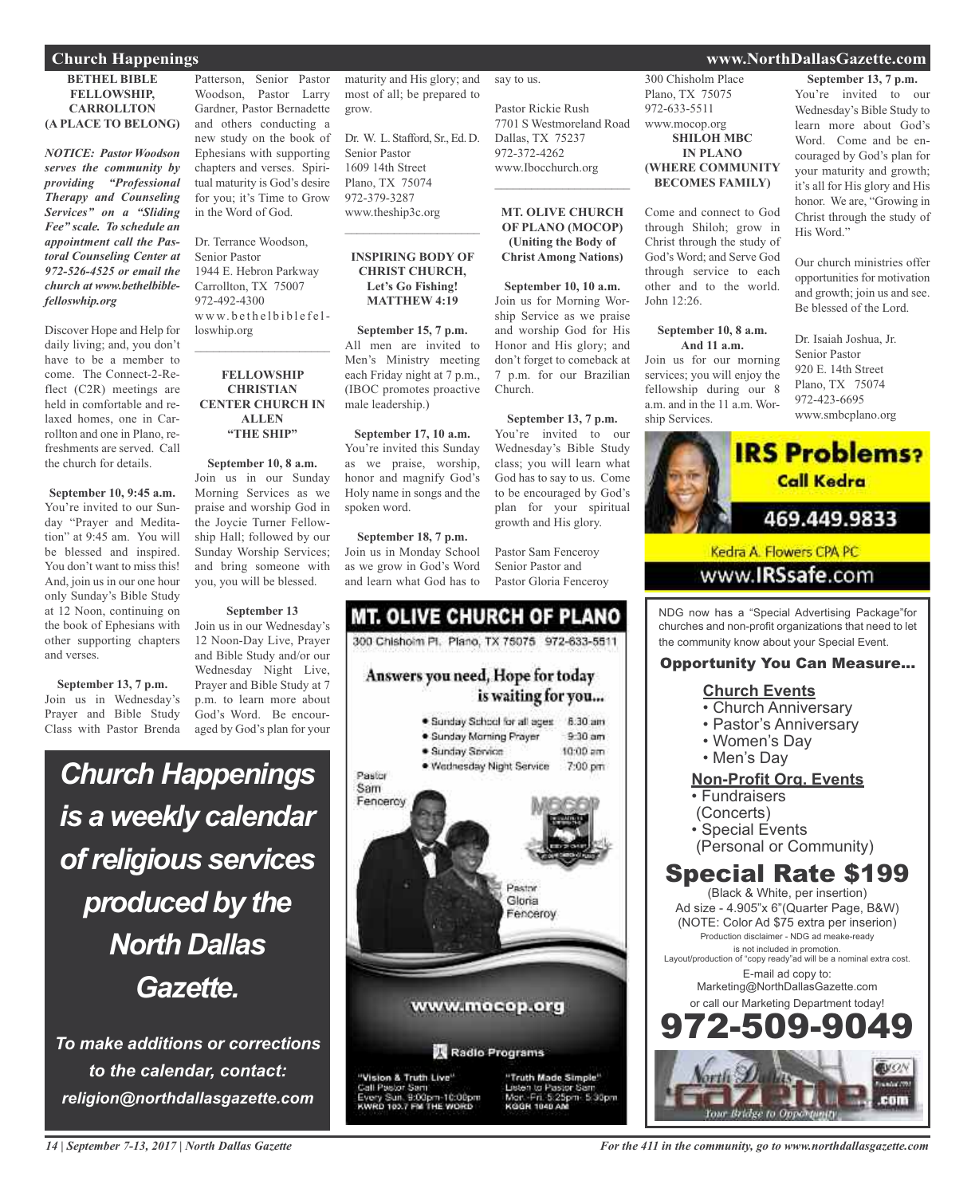# Church Happenings

### BETHEL BIBLE FELLOWSHIP, CARROLLTON (A PLACE TO BELONG)

***NOTICE: Pastor Woodson serves the community by providing "Professional Therapy and Counseling Services" on a "Sliding Fee" scale. To schedule an appointment call the Pastoral Counseling Center at 972-526-4525 or email the church at www.bethelbiblefelloswhip.org***

Discover Hope and Help for daily living; and, you don't have to be a member to come. The Connect-2-Reflect (C2R) meetings are held in comfortable and relaxed homes, one in Carrollton and one in Plano, refreshments are served. Call the church for details.

**September 10, 9:45 a.m.**
You're invited to our Sunday "Prayer and Meditation" at 9:45 am. You will be blessed and inspired. You don't want to miss this! And, join us in our one hour only Sunday's Bible Study at 12 Noon, continuing on the book of Ephesians with other supporting chapters and verses.

**September 13, 7 p.m.**
Join us in Wednesday's Prayer and Bible Study Class with Pastor Brenda Patterson, Senior Pastor Woodson, Pastor Larry Gardner, Pastor Bernadette and others conducting a new study on the book of Ephesians with supporting chapters and verses. Spiritual maturity is God's desire for you; it's Time to Grow in the Word of God.

Dr. Terrance Woodson,
Senior Pastor
1944 E. Hebron Parkway
Carrollton, TX 75007
972-492-4300
www.bethelbiblefelloswhip.org

---

### FELLOWSHIP CHRISTIAN CENTER CHURCH IN ALLEN "THE SHIP"

**September 10, 8 a.m.**
Join us in our Sunday Morning Services as we praise and worship God in the Joycie Turner Fellowship Hall; followed by our Sunday Worship Services; and bring someone with you, you will be blessed.

**September 13**
Join us in our Wednesday's 12 Noon-Day Live, Prayer and Bible Study and/or our Wednesday Night Live, Prayer and Bible Study at 7 p.m., to learn more about God's Word. Be encouraged by God's plan for your maturity and His glory; and most of all; be prepared to grow.

Dr. W. L. Stafford, Sr., Ed. D.
Senior Pastor
1609 14th Street
Plano, TX 75074
972-379-3287
www.theship3c.org

---

### INSPIRING BODY OF CHRIST CHURCH, Let's Go Fishing! MATTHEW 4:19

**September 15, 7 p.m.**
All men are invited to Men's Ministry meeting each Friday night at 7 p.m., (IBOC promotes proactive male leadership.)

**September 17, 10 a.m.**
You're invited this Sunday as we praise, worship, honor and magnify God's Holy name in songs and the spoken word.

**September 18, 7 p.m.**
Join us in Monday School as we grow in God's Word and learn what God has to say to us.

Pastor Rickie Rush
7701 S Westmoreland Road
Dallas, TX 75237
972-372-4262
www.Ibocchurch.org

---

### MT. OLIVE CHURCH OF PLANO (MOCOP) (Uniting the Body of Christ Among Nations)

**September 10, 10 a.m.**
Join us for Morning Worship Service as we praise and worship God for His Honor and His glory; and don't forget to comeback at 7 p.m. for our Brazilian Church.

**September 13, 7 p.m.**
You're invited to our Wednesday's Bible Study class; you will learn what God has to say to us. Come to be encouraged by God's plan for your spiritual growth and His glory.

Pastor Sam Fenceroy
Senior Pastor and
Pastor Gloria Fenceroy
300 Chisholm Place
Plano, TX 75075
972-633-5511
www.mocop.org

---

### SHILOH MBC IN PLANO (WHERE COMMUNITY BECOMES FAMILY)

Come and connect to God through Shiloh; grow in Christ through the study of God's Word; and Serve God through service to each other and to the world. John 12:26.

**September 10, 8 a.m. And 11 a.m.**
Join us for our morning services; you will enjoy the fellowship during our 8 a.m. and in the 11 a.m. Worship Services.

**September 13, 7 p.m.**
You're invited to our Wednesday's Bible Study to learn more about God's Word. Come and be encouraged by God's plan for your maturity and growth; it's all for His glory and His honor. We are, "Growing in Christ through the study of His Word."

Our church ministries offer opportunities for motivation and growth; join us and see. Be blessed of the Lord.

Dr. Isaiah Joshua, Jr.
Senior Pastor
920 E. 14th Street
Plano, TX 75074
972-423-6695
www.smbcplano.org

---

***Church Happenings is a weekly calendar of religious services produced by the North Dallas Gazette.***

***To make additions or corrections to the calendar, contact: religion@northdallasgazette.com***

---

**MT. OLIVE CHURCH OF PLANO**
300 Chisholm Pl. Plano, TX 75075 972-633-5511

**Answers you need, Hope for today is waiting for you...**

- Sunday School for all ages 8:30 am
- Sunday Morning Prayer 9:30 am
- Sunday Service 10:00 am
- Wednesday Night Service 7:00 pm

Pastor Sam Fenceroy
Pastor Gloria Fenceroy

www.mocop.org

Radio Programs

"Vision & Truth Live" Call Pastor Sam Every Sun. 9:00pm-10:00pm KWRD 103.7 FM THE WORD

"Truth Made Simple" Listen to Pastor Sam Mon.-Fri. 5:25pm- 5:30pm KGGR 1040 AM

---

**IRS Problems? Call Kedra**
469.449.9833
Kedra A. Flowers CPA PC
www.IRSsafe.com

---

NDG now has a "Special Advertising Package" for churches and non-profit organizations that need to let the community know about your Special Event.

**Opportunity You Can Measure...**

**Church Events**
- Church Anniversary
- Pastor's Anniversary
- Women's Day
- Men's Day

**Non-Profit Org. Events**
- Fundraisers (Concerts)
- Special Events (Personal or Community)

**Special Rate $199**
(Black & White, per insertion)
Ad size - 4.905"x 6"(Quarter Page, B&W)
(NOTE: Color Ad $75 extra per inserion)
Production disclaimer - NDG ad meake-ready is not included in promotion.
Layout/production of "copy ready"ad will be a nominal extra cost.
E-mail ad copy to: Marketing@NorthDallasGazette.com
or call our Marketing Department today!
**972-509-9049**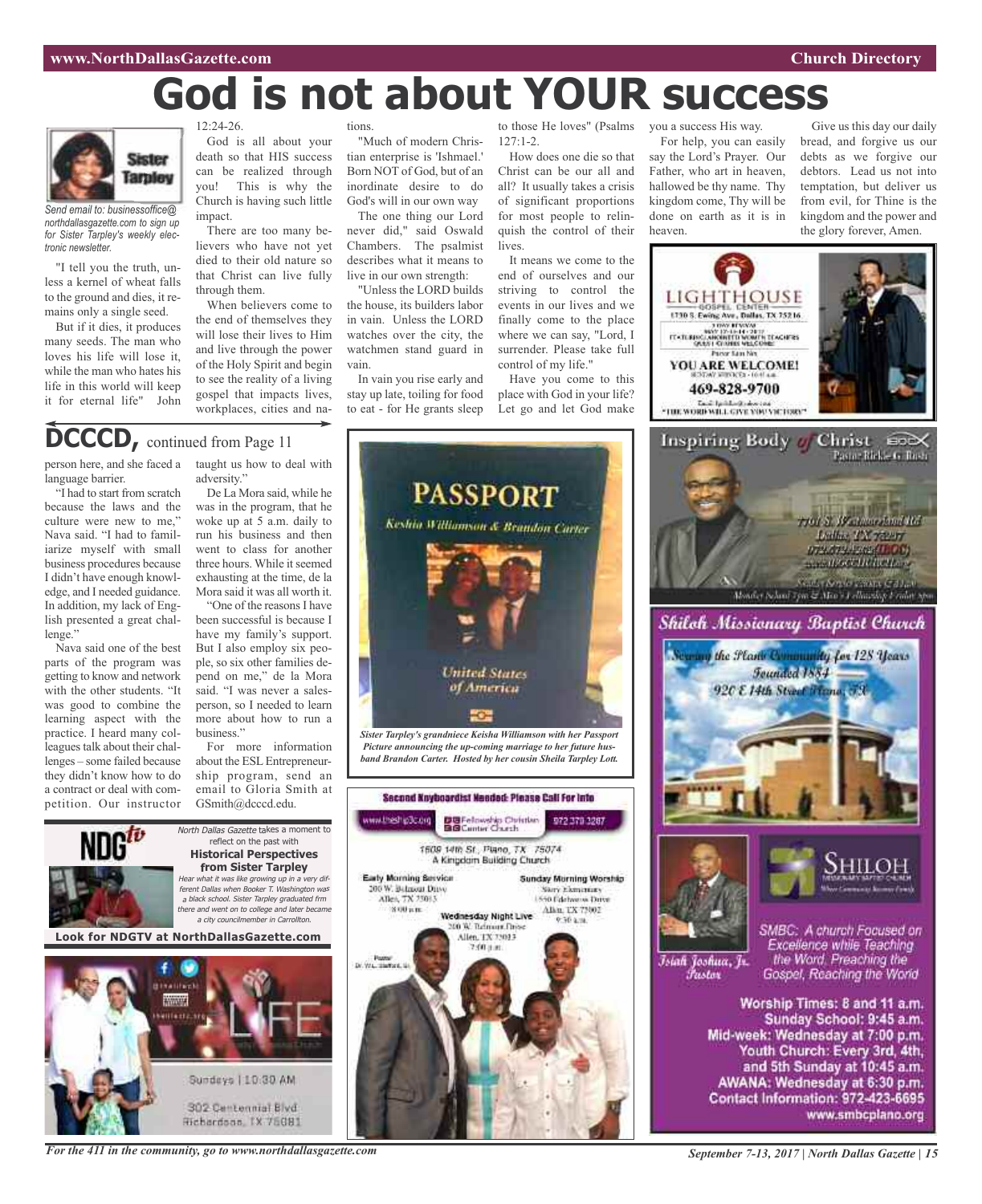# God is not about YOUR success

*Send email to: businessoffice@northdallasgazette.com to sign up for Sister Tarpley's weekly electronic newsletter.*

"I tell you the truth, unless a kernel of wheat falls to the ground and dies, it remains only a single seed.

But if it dies, it produces many seeds. The man who loves his life will lose it, while the man who hates his life in this world will keep it for eternal life" John 12:24-26.

God is all about your death so that HIS success can be realized through you! This is why the Church is having such little impact.

There are too many believers who have not yet died to their old nature so that Christ can live fully through them.

When believers come to the end of themselves they will lose their lives to Him and live through the power of the Holy Spirit and begin to see the reality of a living gospel that impacts lives, workplaces, cities and nations.

"Much of modern Christian enterprise is 'Ishmael.' Born NOT of God, but of an inordinate desire to do God's will in our own way

The one thing our Lord never did," said Oswald Chambers. The psalmist describes what it means to live in our own strength:

"Unless the LORD builds the house, its builders labor in vain. Unless the LORD watches over the city, the watchmen stand guard in vain.

In vain you rise early and stay up late, toiling for food to eat - for He grants sleep to those He loves" (Psalms 127:1-2.

How does one die so that Christ can be our all and all? It usually takes a crisis of significant proportions for most people to relinquish the control of their lives.

It means we come to the end of ourselves and our striving to control the events in our lives and we finally come to the place where we can say, "Lord, I surrender. Please take full control of my life."

Have you come to this place with God in your life? Let go and let God make you a success His way.

For help, you can easily say the Lord's Prayer. Our Father, who art in heaven, hallowed be thy name. Thy kingdom come, Thy will be done on earth as it is in heaven.

Give us this day our daily bread, and forgive us our debts as we forgive our debtors. Lead us not into temptation, but deliver us from evil, for Thine is the kingdom and the power and the glory forever, Amen.

## DCCCD, continued from Page 11

person here, and she faced a language barrier.

"I had to start from scratch because the laws and the culture were new to me," Nava said. "I had to familiarize myself with small business procedures because I didn't have enough knowledge, and I needed guidance. In addition, my lack of English presented a great challenge."

Nava said one of the best parts of the program was getting to know and network with the other students. "It was good to combine the learning aspect with the practice. I heard many colleagues talk about their challenges – some failed because they didn't know how to do a contract or deal with competition. Our instructor taught us how to deal with adversity."

De La Mora said, while he was in the program, that he woke up at 5 a.m. daily to run his business and then went to class for another three hours. While it seemed exhausting at the time, de la Mora said it was all worth it.

"One of the reasons I have been successful is because I have my family's support. But I also employ six people, so six other families depend on me," de la Mora said. "I was never a salesperson, so I needed to learn more about how to run a business."

For more information about the ESL Entrepreneurship program, send an email to Gloria Smith at GSmith@dcccd.edu.

*Sister Tarpley's grandniece Keisha Williamson with her Passport Picture announcing the up-coming marriage to her future husband Brandon Carter. Hosted by her cousin Sheila Tarpley Lott.*

*North Dallas Gazette* takes a moment to reflect on the past with

**Historical Perspectives from Sister Tarpley**

*Hear what it was like growing up in a very different Dallas when Booker T. Washington was a black school. Sister Tarpley graduated frm there and went on to college and later became a city councilmember in Carrollton.*

**Look for NDGTV at NorthDallasGazette.com**

**LIGHTHOUSE GOSPEL CENTER**
1730 S. Ewing Ave., Dallas, TX 75216
YOU ARE WELCOME!
469-828-9700
"THE WORD WILL GIVE YOU VICTORY"

**Inspiring Body of Christ**
Pastor Rickie G. Rush

**Shiloh Missionary Baptist Church**
Serving the Plano Community for 128 Years
Founded 1884
920 E 14th Street Plano, TX

Isiah Joshua, Jr. Pastor

SMBC: A church Focused on Excellence while Teaching the Word, Preaching the Gospel, Reaching the World

Worship Times: 8 and 11 a.m.
Sunday School: 9:45 a.m.
Mid-week: Wednesday at 7:00 p.m.
Youth Church: Every 3rd, 4th, and 5th Sunday at 10:45 a.m.
AWANA: Wednesday at 6:30 p.m.
Contact Information: 972-423-6695
www.smbcplano.org

**Second Keyboardist Needed: Please Call For Info**

www.theship3c.org — Fellowship Christian Center Church — 972 379 3287

1609 14th St., Plano, TX 75074
A Kingdom Building Church

Early Morning Service: 200 W. Belmont Drive, Allen, TX 75013, 8:00 a.m.

Sunday Morning Worship: Story Elementary, 1550 Edelweiss Drive, Allen, TX 75002, 9:30 a.m.

Wednesday Night Live: 200 W. Belmont Drive, Allen, TX 75013, 7:00 p.m.

Pastor Dr. W.L. Stafford, Sr.

LIFE — Sundays | 10:30 AM — 302 Centennial Blvd Richardson, TX 75081

*For the 411 in the community, go to www.northdallasgazette.com*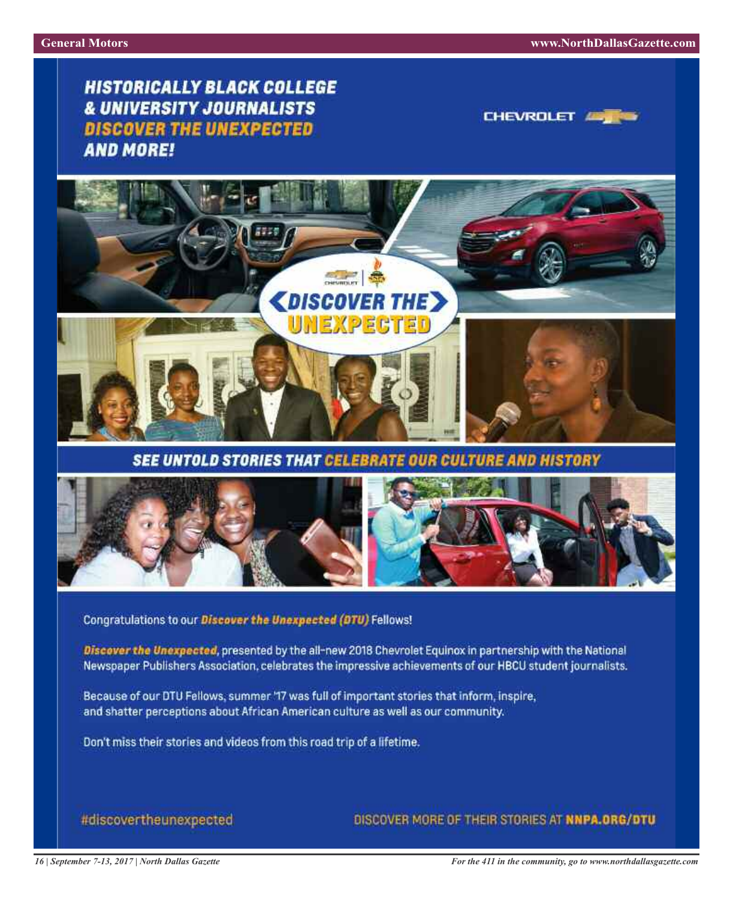# HISTORICALLY BLACK COLLEGE & UNIVERSITY JOURNALISTS DISCOVER THE UNEXPECTED AND MORE!

CHEVROLET

DISCOVER THE UNEXPECTED

## SEE UNTOLD STORIES THAT CELEBRATE OUR CULTURE AND HISTORY

Congratulations to our ***Discover the Unexpected (DTU)*** Fellows!

***Discover the Unexpected***, presented by the all-new 2018 Chevrolet Equinox in partnership with the National Newspaper Publishers Association, celebrates the impressive achievements of our HBCU student journalists.

Because of our DTU Fellows, summer '17 was full of important stories that inform, inspire, and shatter perceptions about African American culture as well as our community.

Don't miss their stories and videos from this road trip of a lifetime.

#discovertheunexpected

DISCOVER MORE OF THEIR STORIES AT **NNPA.ORG/DTU**